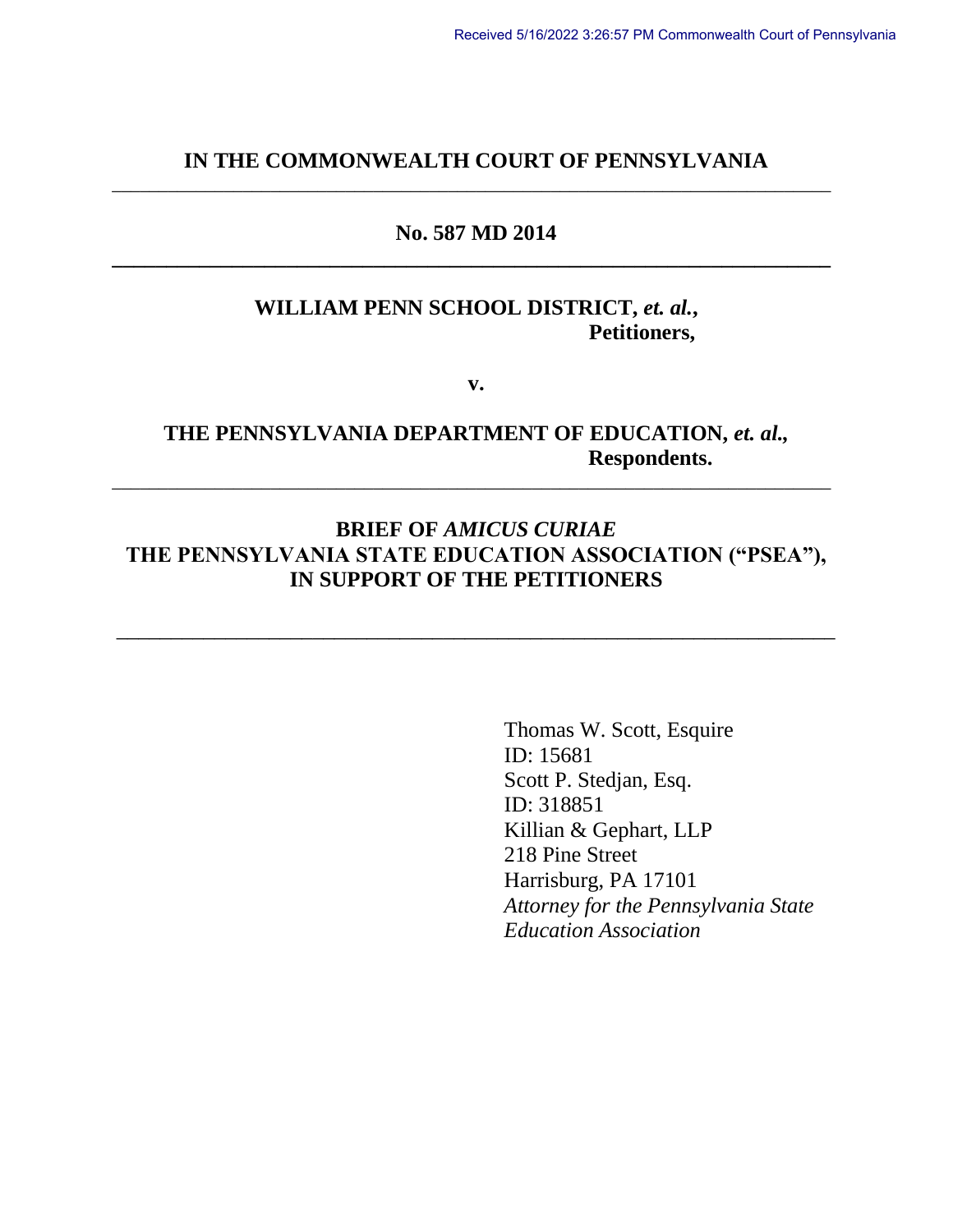Received 5/16/2022 3:26:57 PM Commonwealth Court of Pennsylvania

**IN THE COMMONWEALTH COURT OF PENNSYLVANIA**

---

**No. 587 MD 2014**

---

**WILLIAM PENN SCHOOL DISTRICT, *et. al.*,**
**Petitioners,**

**v.**

**THE PENNSYLVANIA DEPARTMENT OF EDUCATION, *et. al.*,**
**Respondents.**

---

**BRIEF OF *AMICUS CURIAE***
**THE PENNSYLVANIA STATE EDUCATION ASSOCIATION ("PSEA"),**
**IN SUPPORT OF THE PETITIONERS**

---

Thomas W. Scott, Esquire
ID: 15681
Scott P. Stedjan, Esq.
ID: 318851
Killian & Gephart, LLP
218 Pine Street
Harrisburg, PA 17101
*Attorney for the Pennsylvania State Education Association*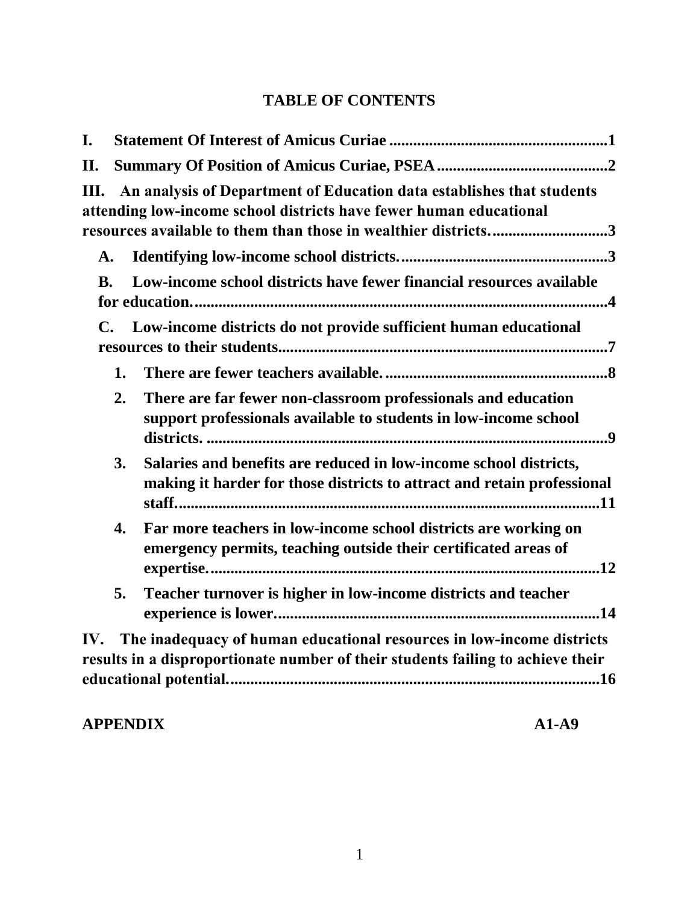# TABLE OF CONTENTS

**I. Statement Of Interest of Amicus Curiae ....................................................... 1**

**II. Summary Of Position of Amicus Curiae, PSEA ........................................... 2**

**III. An analysis of Department of Education data establishes that students attending low-income school districts have fewer human educational resources available to them than those in wealthier districts. ............................ 3**

- **A. Identifying low-income school districts. .................................................... 3**
- **B. Low-income school districts have fewer financial resources available for education. ........................................................................................................ 4**
- **C. Low-income districts do not provide sufficient human educational resources to their students .................................................................................. 7**
  - **1. There are fewer teachers available. ........................................................ 8**
  - **2. There are far fewer non-classroom professionals and education support professionals available to students in low-income school districts. ..................................................................................................... 9**
  - **3. Salaries and benefits are reduced in low-income school districts, making it harder for those districts to attract and retain professional staff ............................................................................................................ 11**
  - **4. Far more teachers in low-income school districts are working on emergency permits, teaching outside their certificated areas of expertise. .................................................................................................. 12**
  - **5. Teacher turnover is higher in low-income districts and teacher experience is lower. ................................................................................. 14**

**IV. The inadequacy of human educational resources in low-income districts results in a disproportionate number of their students failing to achieve their educational potential. ............................................................................. 16**

**APPENDIX A1-A9**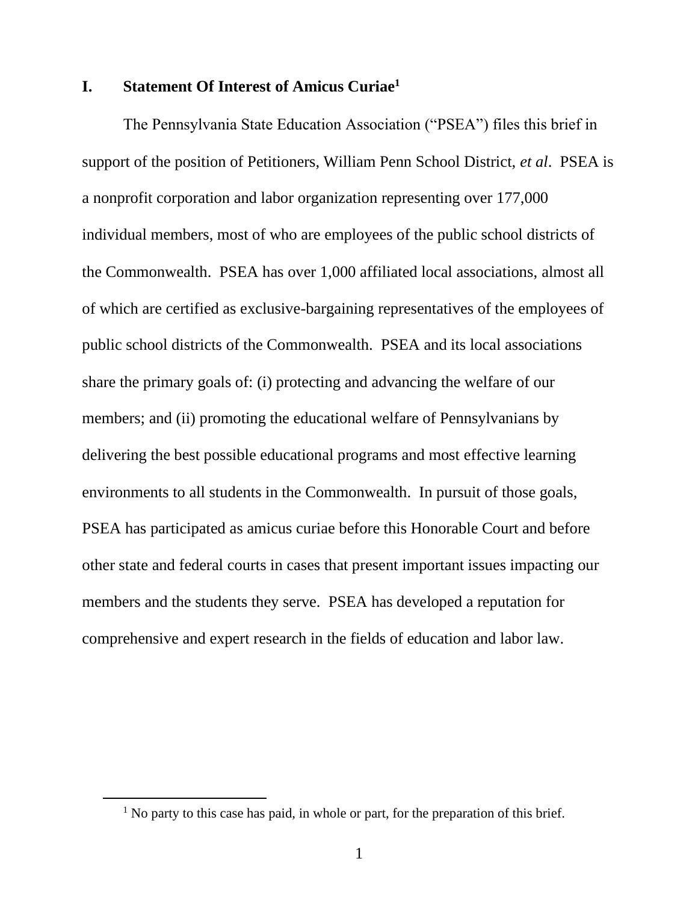## I. Statement Of Interest of Amicus Curiae[1]

The Pennsylvania State Education Association ("PSEA") files this brief in support of the position of Petitioners, William Penn School District, *et al*. PSEA is a nonprofit corporation and labor organization representing over 177,000 individual members, most of who are employees of the public school districts of the Commonwealth. PSEA has over 1,000 affiliated local associations, almost all of which are certified as exclusive-bargaining representatives of the employees of public school districts of the Commonwealth. PSEA and its local associations share the primary goals of: (i) protecting and advancing the welfare of our members; and (ii) promoting the educational welfare of Pennsylvanians by delivering the best possible educational programs and most effective learning environments to all students in the Commonwealth. In pursuit of those goals, PSEA has participated as amicus curiae before this Honorable Court and before other state and federal courts in cases that present important issues impacting our members and the students they serve. PSEA has developed a reputation for comprehensive and expert research in the fields of education and labor law.

[1] No party to this case has paid, in whole or part, for the preparation of this brief.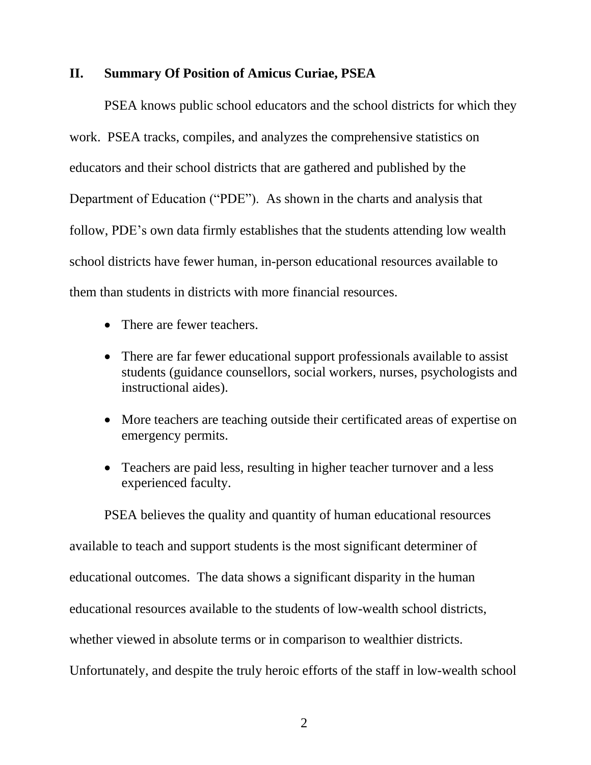## II. Summary Of Position of Amicus Curiae, PSEA

PSEA knows public school educators and the school districts for which they work. PSEA tracks, compiles, and analyzes the comprehensive statistics on educators and their school districts that are gathered and published by the Department of Education ("PDE"). As shown in the charts and analysis that follow, PDE's own data firmly establishes that the students attending low wealth school districts have fewer human, in-person educational resources available to them than students in districts with more financial resources.

- There are fewer teachers.
- There are far fewer educational support professionals available to assist students (guidance counsellors, social workers, nurses, psychologists and instructional aides).
- More teachers are teaching outside their certificated areas of expertise on emergency permits.
- Teachers are paid less, resulting in higher teacher turnover and a less experienced faculty.

PSEA believes the quality and quantity of human educational resources available to teach and support students is the most significant determiner of educational outcomes. The data shows a significant disparity in the human educational resources available to the students of low-wealth school districts, whether viewed in absolute terms or in comparison to wealthier districts. Unfortunately, and despite the truly heroic efforts of the staff in low-wealth school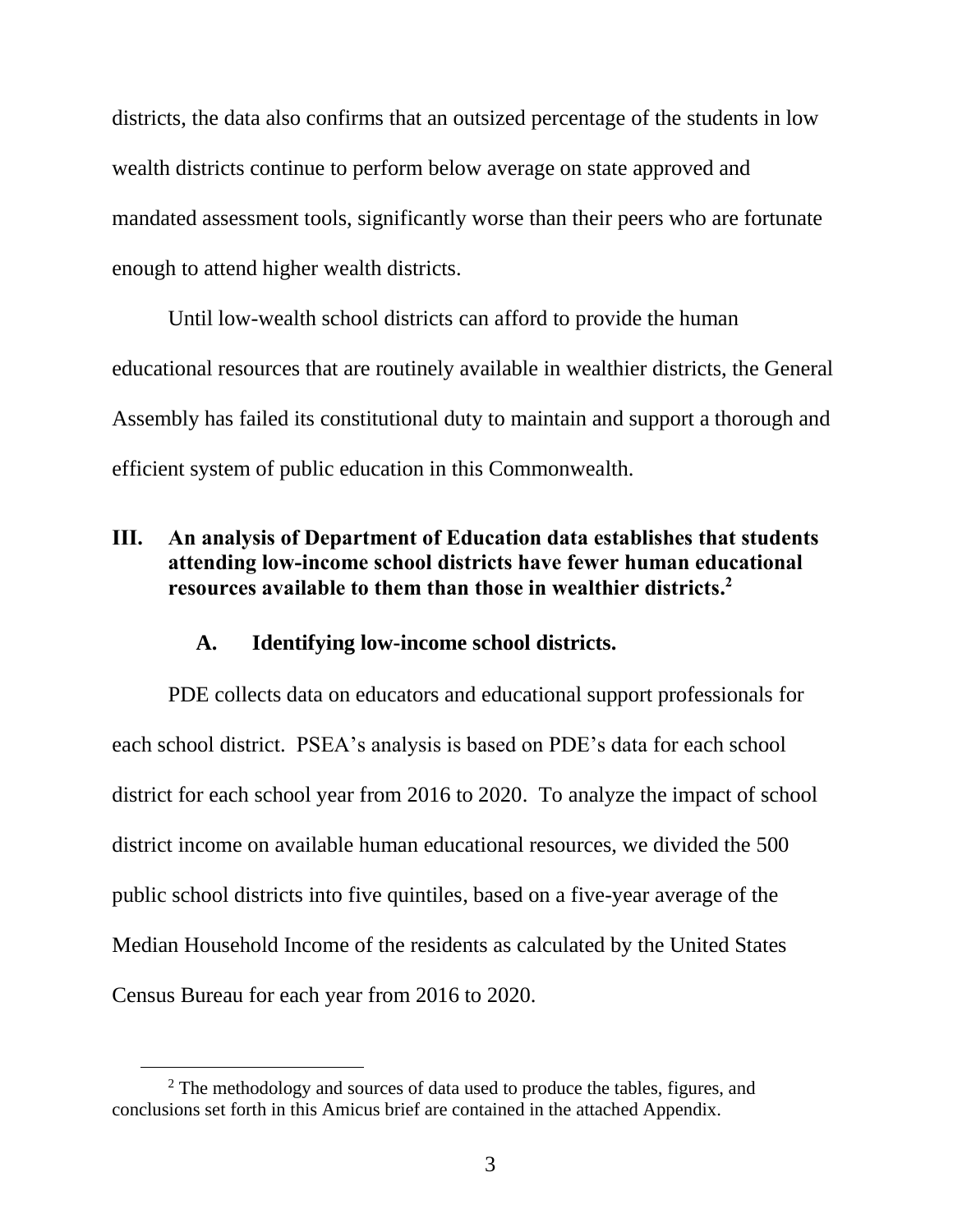districts, the data also confirms that an outsized percentage of the students in low wealth districts continue to perform below average on state approved and mandated assessment tools, significantly worse than their peers who are fortunate enough to attend higher wealth districts.

Until low-wealth school districts can afford to provide the human educational resources that are routinely available in wealthier districts, the General Assembly has failed its constitutional duty to maintain and support a thorough and efficient system of public education in this Commonwealth.

## III. An analysis of Department of Education data establishes that students attending low-income school districts have fewer human educational resources available to them than those in wealthier districts.[2]

### A. Identifying low-income school districts.

PDE collects data on educators and educational support professionals for each school district. PSEA's analysis is based on PDE's data for each school district for each school year from 2016 to 2020. To analyze the impact of school district income on available human educational resources, we divided the 500 public school districts into five quintiles, based on a five-year average of the Median Household Income of the residents as calculated by the United States Census Bureau for each year from 2016 to 2020.

[2] The methodology and sources of data used to produce the tables, figures, and conclusions set forth in this Amicus brief are contained in the attached Appendix.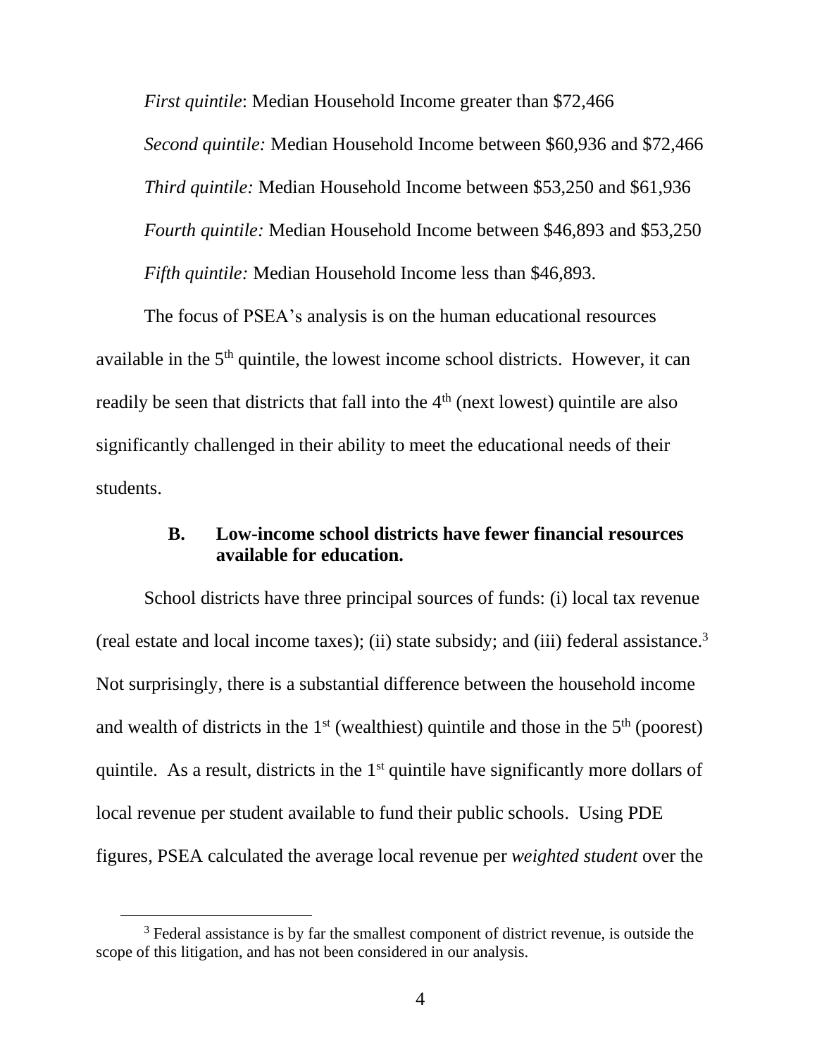*First quintile*: Median Household Income greater than $72,466

*Second quintile:* Median Household Income between $60,936 and $72,466

*Third quintile:* Median Household Income between $53,250 and $61,936

*Fourth quintile:* Median Household Income between $46,893 and $53,250

*Fifth quintile:* Median Household Income less than $46,893.

The focus of PSEA's analysis is on the human educational resources available in the 5th quintile, the lowest income school districts. However, it can readily be seen that districts that fall into the 4th (next lowest) quintile are also significantly challenged in their ability to meet the educational needs of their students.

### B. Low-income school districts have fewer financial resources available for education.

School districts have three principal sources of funds: (i) local tax revenue (real estate and local income taxes); (ii) state subsidy; and (iii) federal assistance.[3] Not surprisingly, there is a substantial difference between the household income and wealth of districts in the 1st (wealthiest) quintile and those in the 5th (poorest) quintile. As a result, districts in the 1st quintile have significantly more dollars of local revenue per student available to fund their public schools. Using PDE figures, PSEA calculated the average local revenue per *weighted student* over the

[3] Federal assistance is by far the smallest component of district revenue, is outside the scope of this litigation, and has not been considered in our analysis.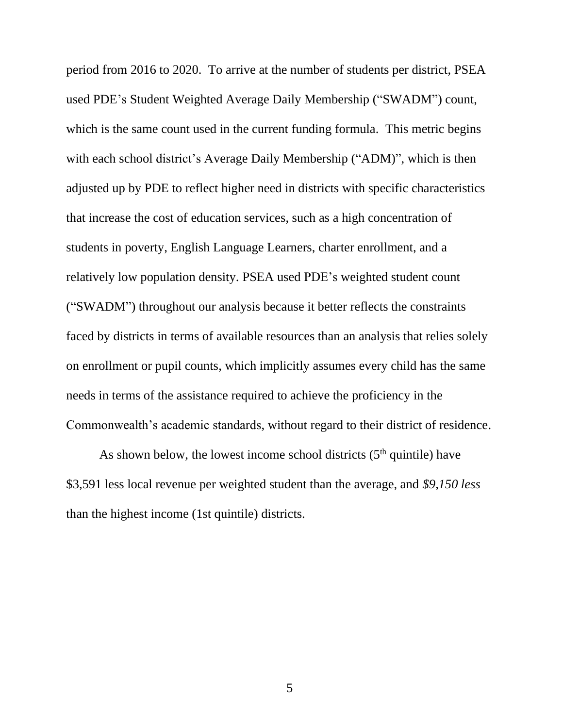period from 2016 to 2020. To arrive at the number of students per district, PSEA used PDE's Student Weighted Average Daily Membership ("SWADM") count, which is the same count used in the current funding formula. This metric begins with each school district's Average Daily Membership ("ADM"), which is then adjusted up by PDE to reflect higher need in districts with specific characteristics that increase the cost of education services, such as a high concentration of students in poverty, English Language Learners, charter enrollment, and a relatively low population density. PSEA used PDE's weighted student count ("SWADM") throughout our analysis because it better reflects the constraints faced by districts in terms of available resources than an analysis that relies solely on enrollment or pupil counts, which implicitly assumes every child has the same needs in terms of the assistance required to achieve the proficiency in the Commonwealth's academic standards, without regard to their district of residence.

As shown below, the lowest income school districts (5th quintile) have $3,591 less local revenue per weighted student than the average, and *$9,150 less* than the highest income (1st quintile) districts.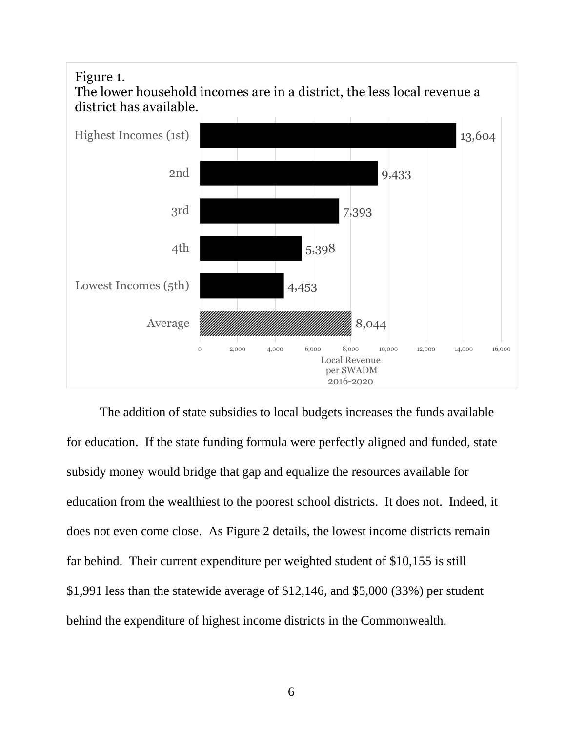Figure 1.
The lower household incomes are in a district, the less local revenue a district has available.

| | Local Revenue per SWADM 2016-2020 |
|---|---|
| Highest Incomes (1st) | 13,604 |
| 2nd | 9,433 |
| 3rd | 7,393 |
| 4th | 5,398 |
| Lowest Incomes (5th) | 4,453 |
| Average | 8,044 |

The addition of state subsidies to local budgets increases the funds available for education. If the state funding formula were perfectly aligned and funded, state subsidy money would bridge that gap and equalize the resources available for education from the wealthiest to the poorest school districts. It does not. Indeed, it does not even come close. As Figure 2 details, the lowest income districts remain far behind. Their current expenditure per weighted student of $10,155 is still $1,991 less than the statewide average of $12,146, and $5,000 (33%) per student behind the expenditure of highest income districts in the Commonwealth.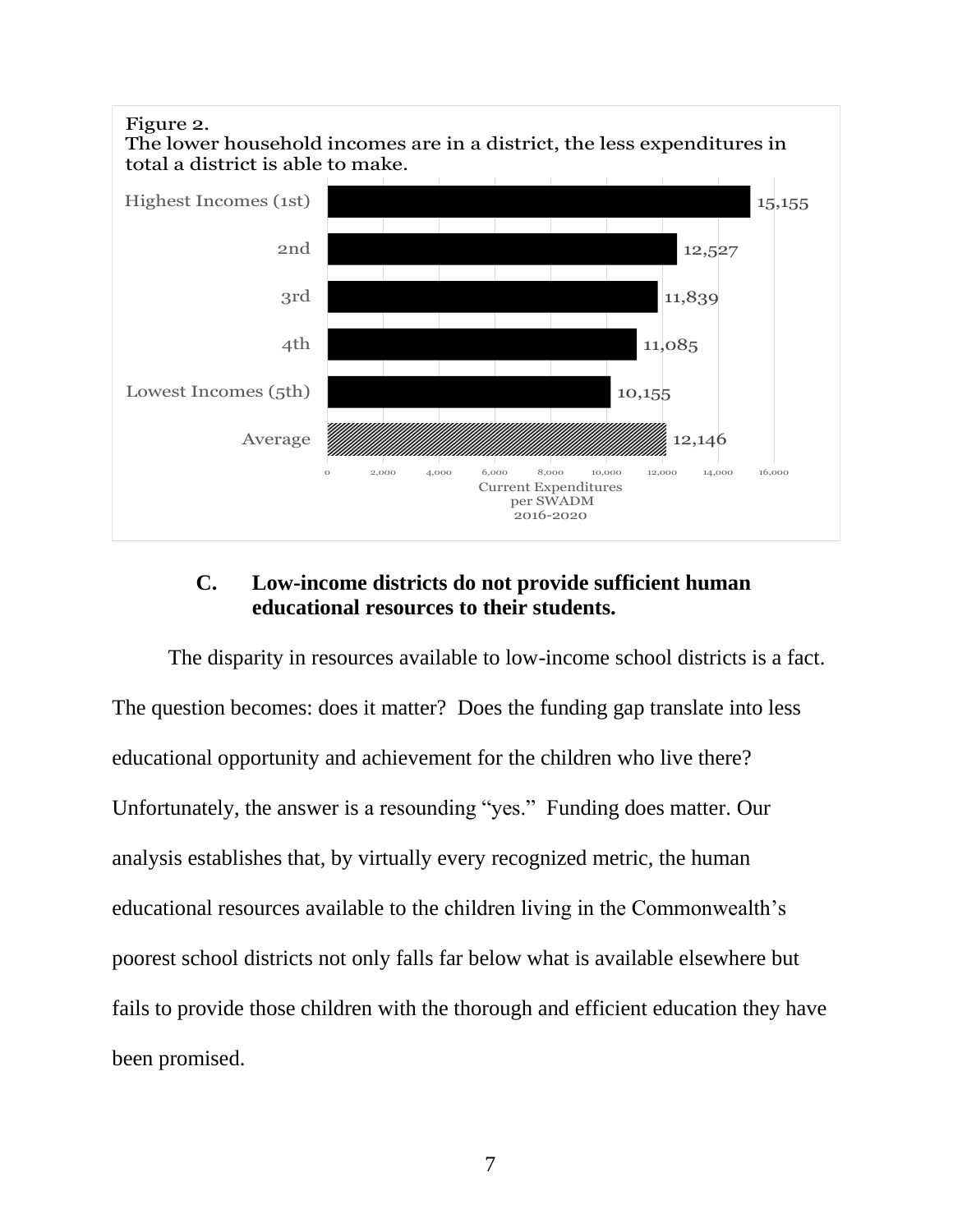Figure 2.
The lower household incomes are in a district, the less expenditures in total a district is able to make.

| Income Quintile | Current Expenditures per SWADM 2016-2020 |
| --- | --- |
| Highest Incomes (1st) | 15,155 |
| 2nd | 12,527 |
| 3rd | 11,839 |
| 4th | 11,085 |
| Lowest Incomes (5th) | 10,155 |
| Average | 12,146 |

### C. Low-income districts do not provide sufficient human educational resources to their students.

The disparity in resources available to low-income school districts is a fact. The question becomes: does it matter? Does the funding gap translate into less educational opportunity and achievement for the children who live there? Unfortunately, the answer is a resounding "yes." Funding does matter. Our analysis establishes that, by virtually every recognized metric, the human educational resources available to the children living in the Commonwealth's poorest school districts not only falls far below what is available elsewhere but fails to provide those children with the thorough and efficient education they have been promised.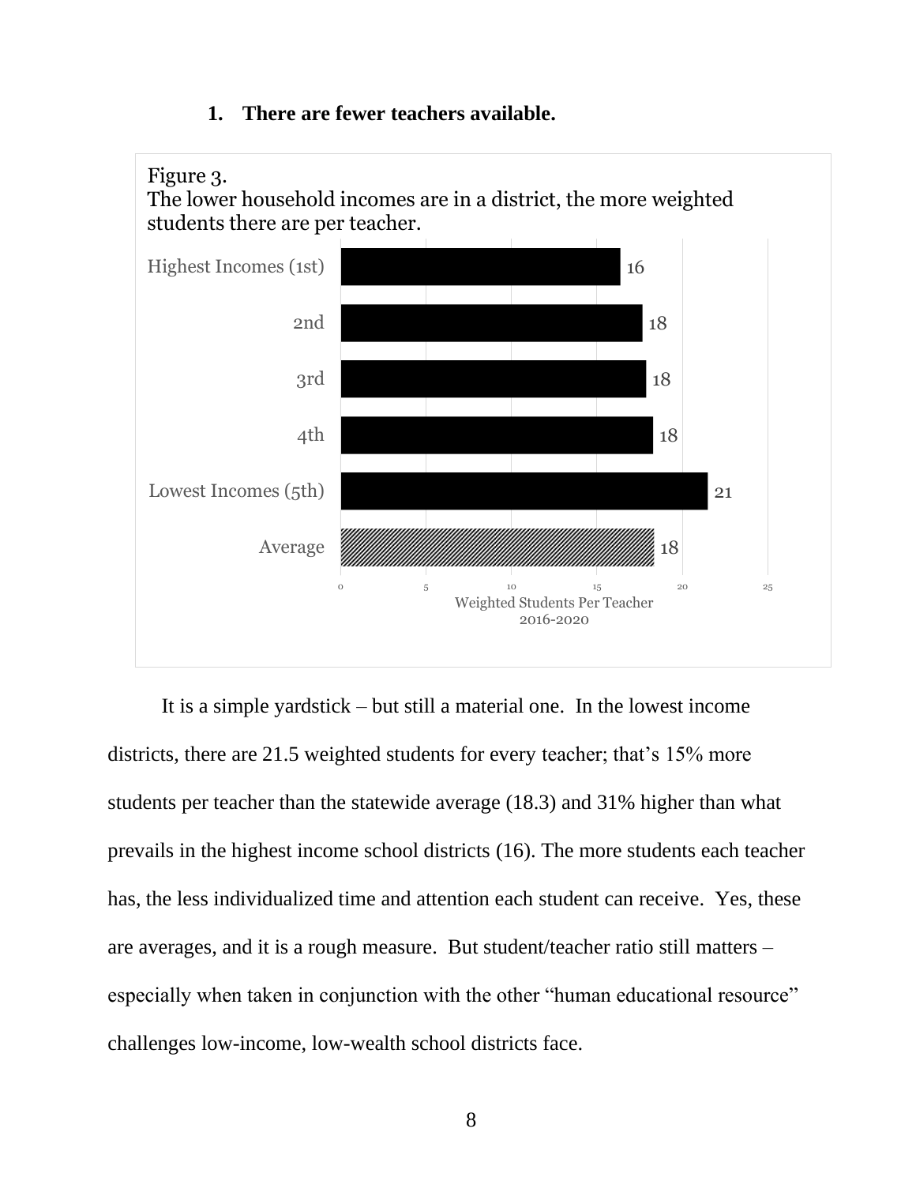### 1. There are fewer teachers available.

Figure 3.
The lower household incomes are in a district, the more weighted students there are per teacher.

| Income Group | Weighted Students Per Teacher 2016-2020 |
|---|---|
| Highest Incomes (1st) | 16 |
| 2nd | 18 |
| 3rd | 18 |
| 4th | 18 |
| Lowest Incomes (5th) | 21 |
| Average | 18 |

It is a simple yardstick – but still a material one. In the lowest income districts, there are 21.5 weighted students for every teacher; that's 15% more students per teacher than the statewide average (18.3) and 31% higher than what prevails in the highest income school districts (16). The more students each teacher has, the less individualized time and attention each student can receive. Yes, these are averages, and it is a rough measure. But student/teacher ratio still matters – especially when taken in conjunction with the other "human educational resource" challenges low-income, low-wealth school districts face.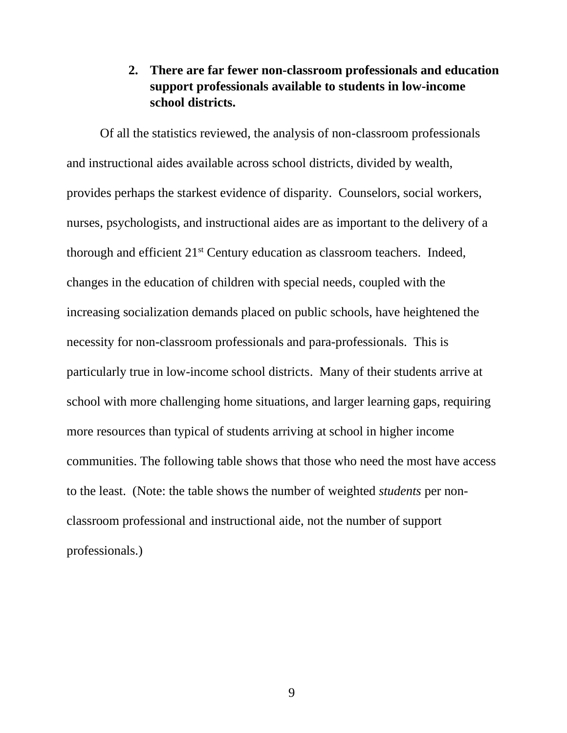### 2. There are far fewer non-classroom professionals and education support professionals available to students in low-income school districts.

Of all the statistics reviewed, the analysis of non-classroom professionals and instructional aides available across school districts, divided by wealth, provides perhaps the starkest evidence of disparity. Counselors, social workers, nurses, psychologists, and instructional aides are as important to the delivery of a thorough and efficient 21st Century education as classroom teachers. Indeed, changes in the education of children with special needs, coupled with the increasing socialization demands placed on public schools, have heightened the necessity for non-classroom professionals and para-professionals. This is particularly true in low-income school districts. Many of their students arrive at school with more challenging home situations, and larger learning gaps, requiring more resources than typical of students arriving at school in higher income communities. The following table shows that those who need the most have access to the least. (Note: the table shows the number of weighted *students* per non-classroom professional and instructional aide, not the number of support professionals.)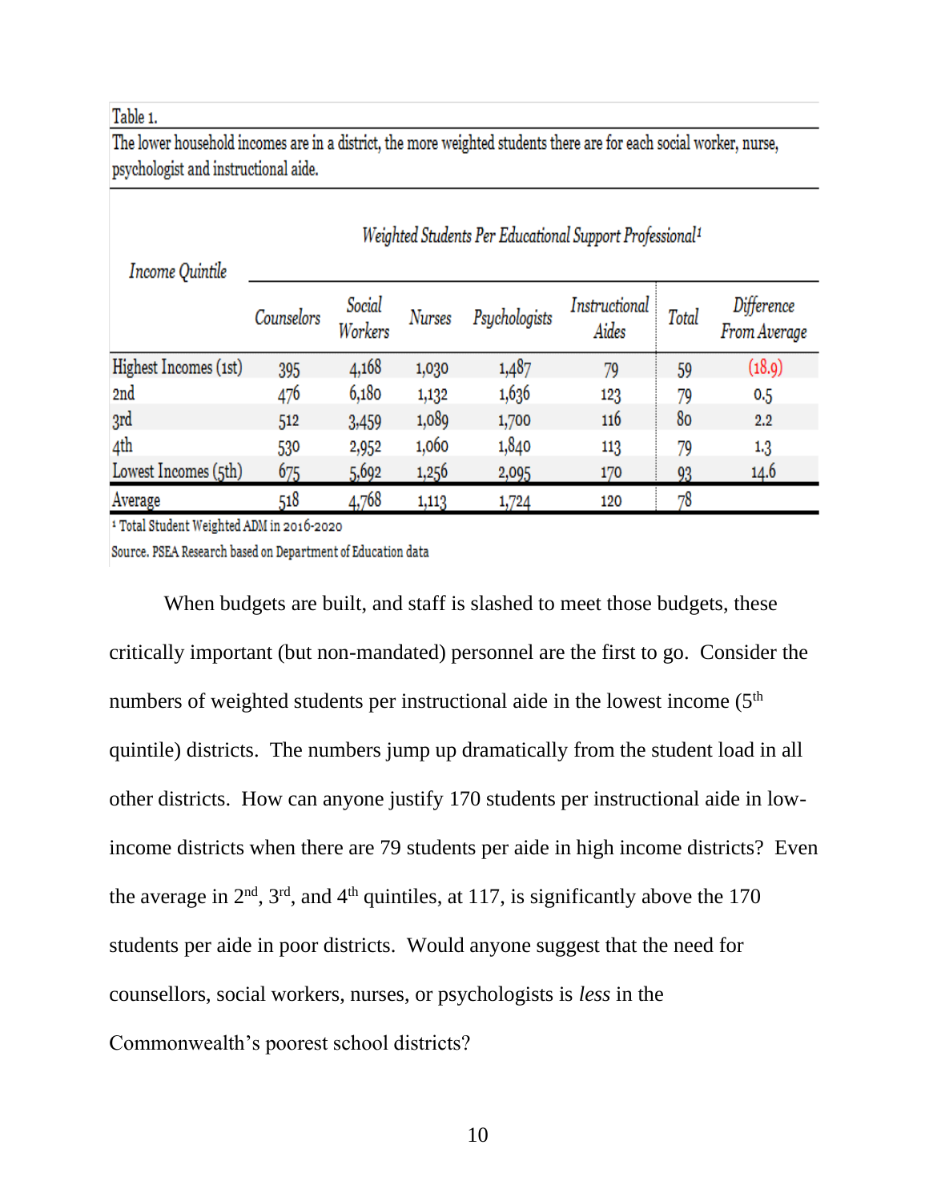Table 1.

The lower household incomes are in a district, the more weighted students there are for each social worker, nurse, psychologist and instructional aide.

| Income Quintile | Weighted Students Per Educational Support Professional[1] | | | | | | |
|---|---|---|---|---|---|---|---|
| | *Counselors* | *Social Workers* | *Nurses* | *Psychologists* | *Instructional Aides* | *Total* | *Difference From Average* |
| Highest Incomes (1st) | 395 | 4,168 | 1,030 | 1,487 | 79 | 59 | (18.9) |
| 2nd | 476 | 6,180 | 1,132 | 1,636 | 123 | 79 | 0.5 |
| 3rd | 512 | 3,459 | 1,089 | 1,700 | 116 | 80 | 2.2 |
| 4th | 530 | 2,952 | 1,060 | 1,840 | 113 | 79 | 1.3 |
| Lowest Incomes (5th) | 675 | 5,692 | 1,256 | 2,095 | 170 | 93 | 14.6 |
| Average | 518 | 4,768 | 1,113 | 1,724 | 120 | 78 | |

[1] Total Student Weighted ADM in 2016-2020

Source. PSEA Research based on Department of Education data

When budgets are built, and staff is slashed to meet those budgets, these critically important (but non-mandated) personnel are the first to go. Consider the numbers of weighted students per instructional aide in the lowest income (5th quintile) districts. The numbers jump up dramatically from the student load in all other districts. How can anyone justify 170 students per instructional aide in low-income districts when there are 79 students per aide in high income districts? Even the average in 2nd, 3rd, and 4th quintiles, at 117, is significantly above the 170 students per aide in poor districts. Would anyone suggest that the need for counsellors, social workers, nurses, or psychologists is *less* in the Commonwealth's poorest school districts?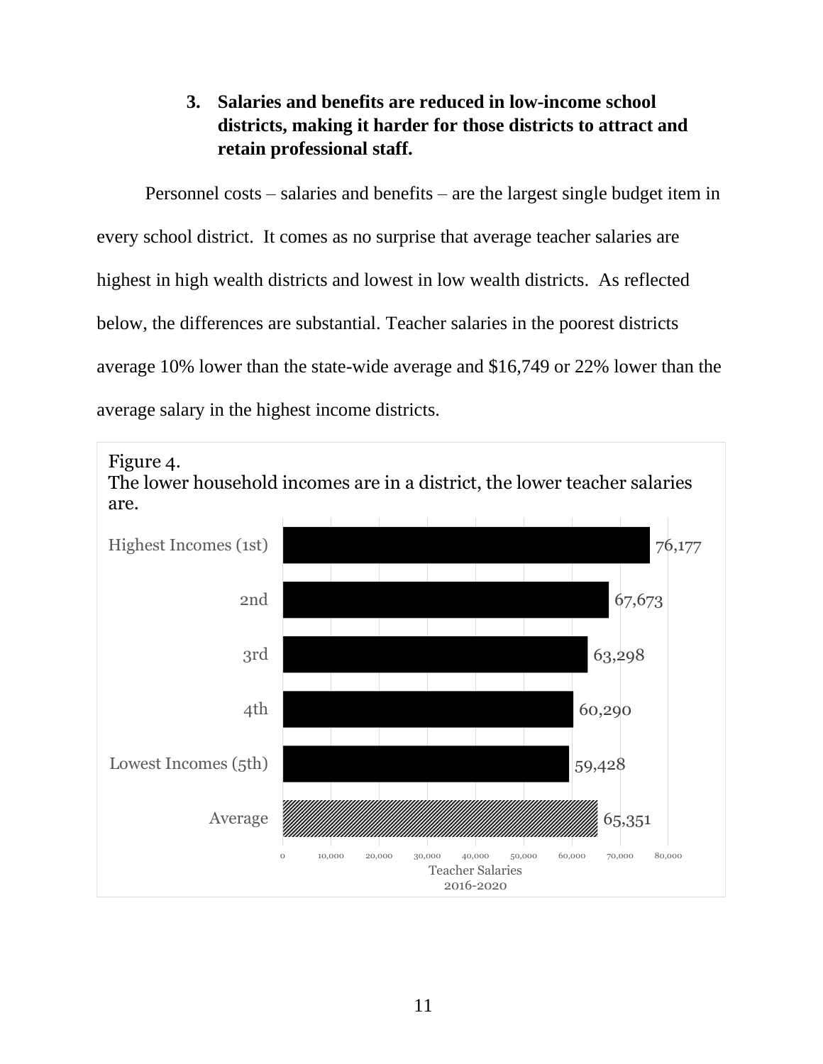### 3. Salaries and benefits are reduced in low-income school districts, making it harder for those districts to attract and retain professional staff.

Personnel costs – salaries and benefits – are the largest single budget item in every school district. It comes as no surprise that average teacher salaries are highest in high wealth districts and lowest in low wealth districts. As reflected below, the differences are substantial. Teacher salaries in the poorest districts average 10% lower than the state-wide average and $16,749 or 22% lower than the average salary in the highest income districts.

Figure 4.
The lower household incomes are in a district, the lower teacher salaries are.

| District Income Group | Teacher Salaries 2016-2020 |
| --- | --- |
| Highest Incomes (1st) | 76,177 |
| 2nd | 67,673 |
| 3rd | 63,298 |
| 4th | 60,290 |
| Lowest Incomes (5th) | 59,428 |
| Average | 65,351 |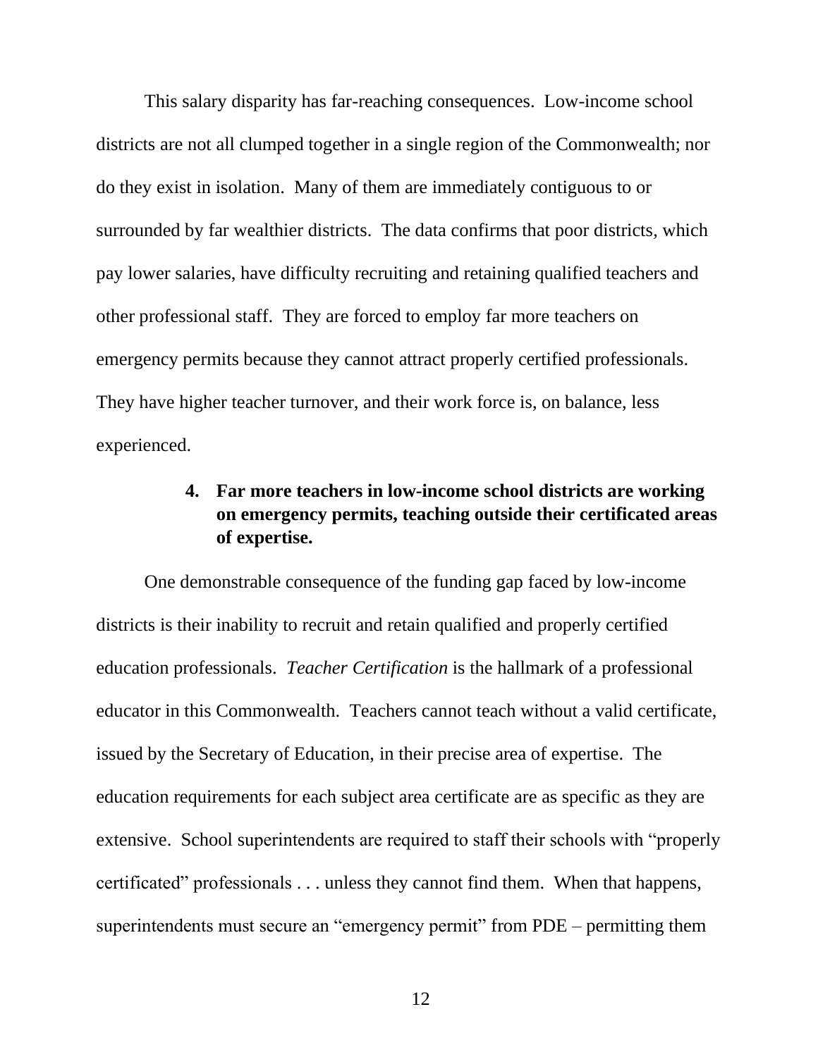This salary disparity has far-reaching consequences. Low-income school districts are not all clumped together in a single region of the Commonwealth; nor do they exist in isolation. Many of them are immediately contiguous to or surrounded by far wealthier districts. The data confirms that poor districts, which pay lower salaries, have difficulty recruiting and retaining qualified teachers and other professional staff. They are forced to employ far more teachers on emergency permits because they cannot attract properly certified professionals. They have higher teacher turnover, and their work force is, on balance, less experienced.

### 4. Far more teachers in low-income school districts are working on emergency permits, teaching outside their certificated areas of expertise.

One demonstrable consequence of the funding gap faced by low-income districts is their inability to recruit and retain qualified and properly certified education professionals. *Teacher Certification* is the hallmark of a professional educator in this Commonwealth. Teachers cannot teach without a valid certificate, issued by the Secretary of Education, in their precise area of expertise. The education requirements for each subject area certificate are as specific as they are extensive. School superintendents are required to staff their schools with "properly certificated" professionals . . . unless they cannot find them. When that happens, superintendents must secure an "emergency permit" from PDE – permitting them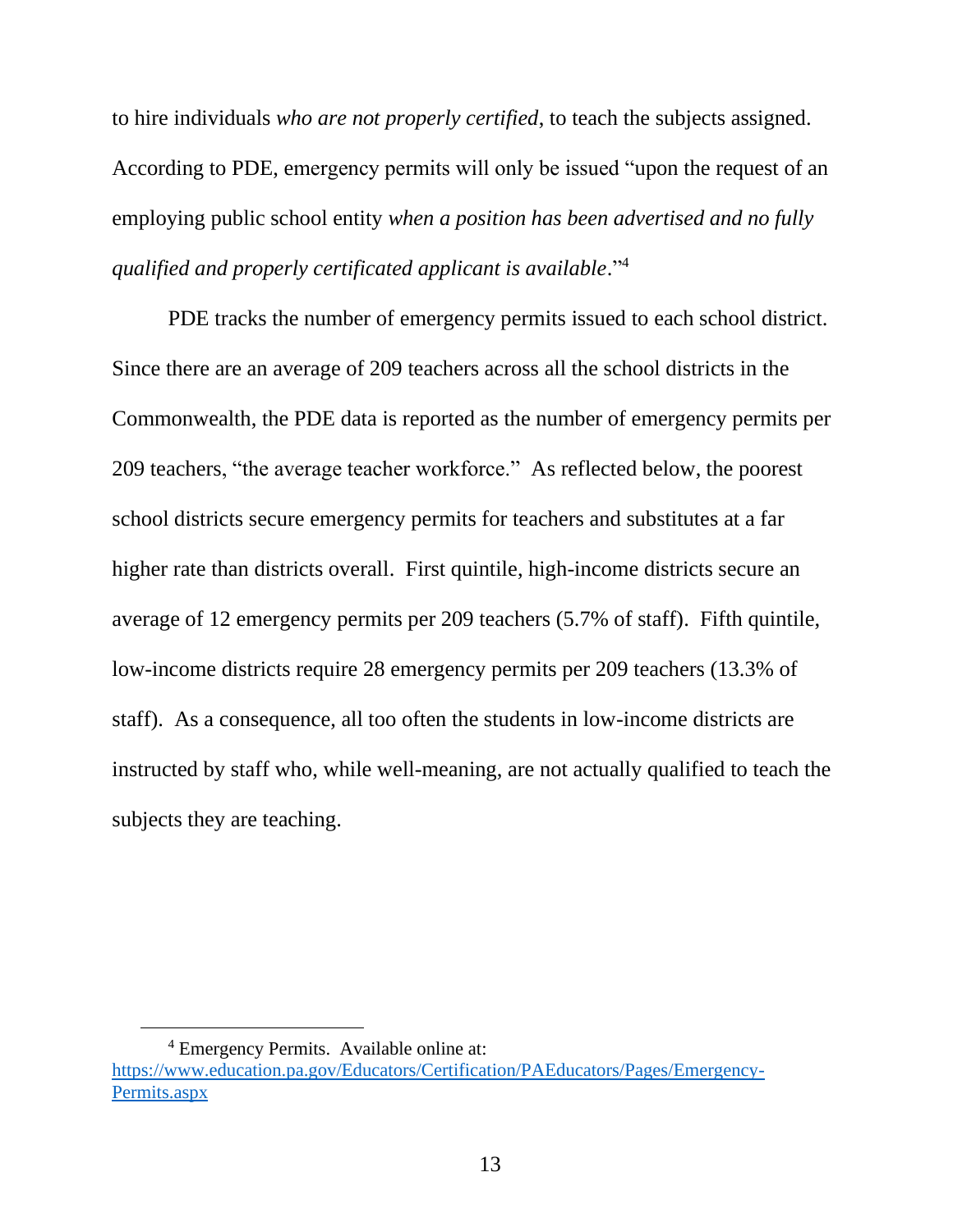to hire individuals *who are not properly certified*, to teach the subjects assigned. According to PDE, emergency permits will only be issued "upon the request of an employing public school entity *when a position has been advertised and no fully qualified and properly certificated applicant is available*."[4]

PDE tracks the number of emergency permits issued to each school district. Since there are an average of 209 teachers across all the school districts in the Commonwealth, the PDE data is reported as the number of emergency permits per 209 teachers, "the average teacher workforce." As reflected below, the poorest school districts secure emergency permits for teachers and substitutes at a far higher rate than districts overall. First quintile, high-income districts secure an average of 12 emergency permits per 209 teachers (5.7% of staff). Fifth quintile, low-income districts require 28 emergency permits per 209 teachers (13.3% of staff). As a consequence, all too often the students in low-income districts are instructed by staff who, while well-meaning, are not actually qualified to teach the subjects they are teaching.

---

[4] Emergency Permits. Available online at: [https://www.education.pa.gov/Educators/Certification/PAEducators/Pages/Emergency-Permits.aspx](https://www.education.pa.gov/Educators/Certification/PAEducators/Pages/Emergency-Permits.aspx)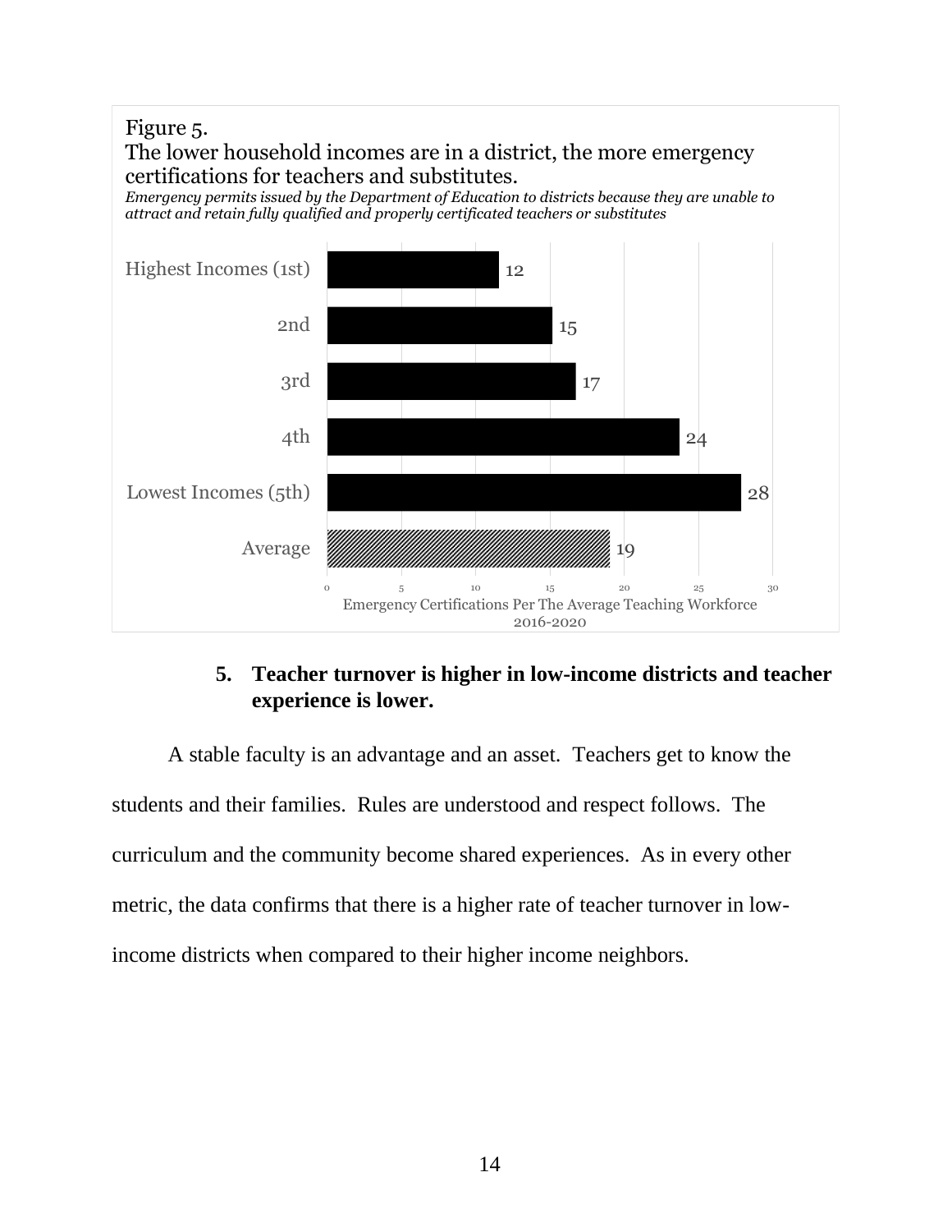Figure 5.

The lower household incomes are in a district, the more emergency certifications for teachers and substitutes.

*Emergency permits issued by the Department of Education to districts because they are unable to attract and retain fully qualified and properly certificated teachers or substitutes*

| Income Group | Emergency Certifications Per The Average Teaching Workforce 2016-2020 |
|---|---|
| Highest Incomes (1st) | 12 |
| 2nd | 15 |
| 3rd | 17 |
| 4th | 24 |
| Lowest Incomes (5th) | 28 |
| Average | 19 |

**5. Teacher turnover is higher in low-income districts and teacher experience is lower.**

A stable faculty is an advantage and an asset. Teachers get to know the students and their families. Rules are understood and respect follows. The curriculum and the community become shared experiences. As in every other metric, the data confirms that there is a higher rate of teacher turnover in low-income districts when compared to their higher income neighbors.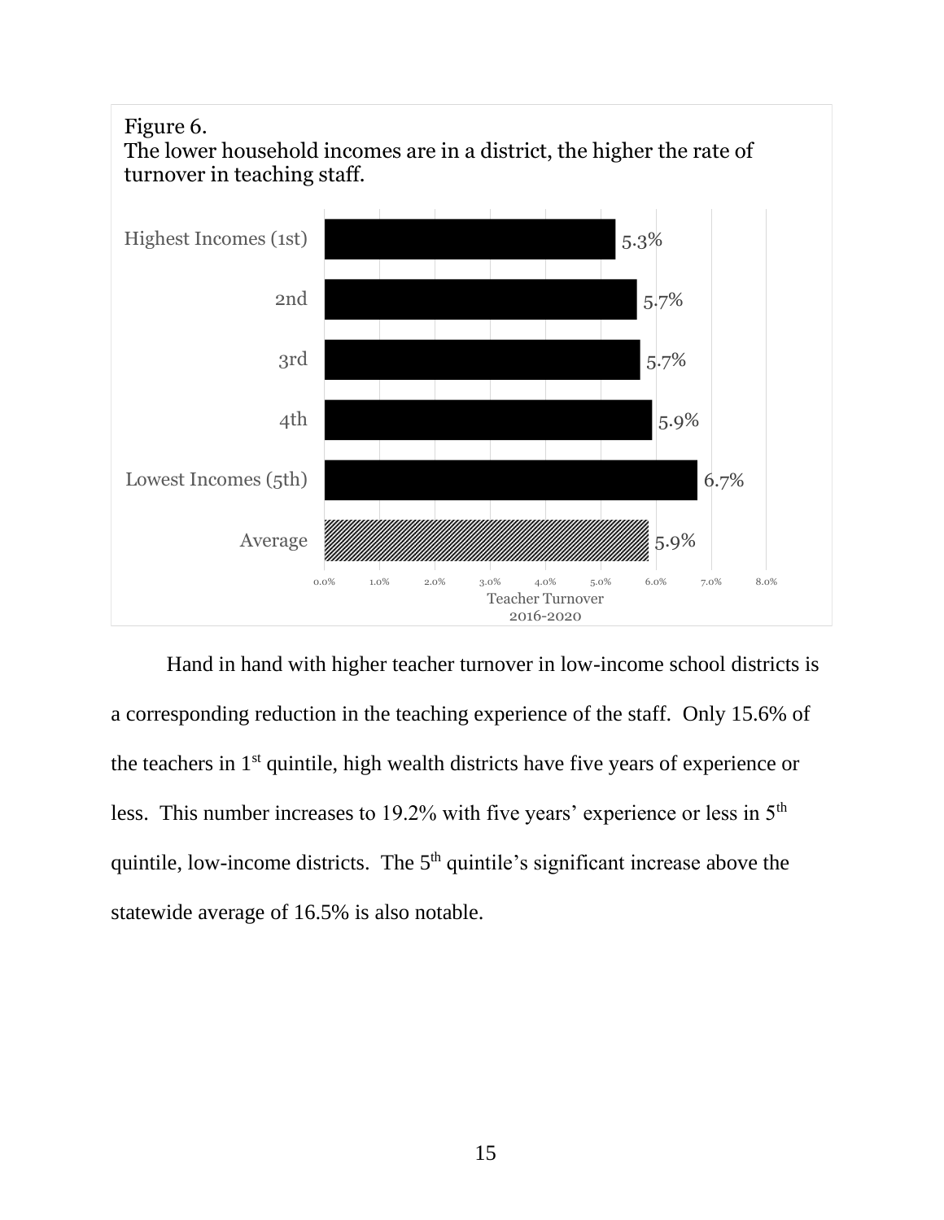Figure 6.
The lower household incomes are in a district, the higher the rate of turnover in teaching staff.

| Quintile | Teacher Turnover 2016-2020 |
| --- | --- |
| Highest Incomes (1st) | 5.3% |
| 2nd | 5.7% |
| 3rd | 5.7% |
| 4th | 5.9% |
| Lowest Incomes (5th) | 6.7% |
| Average | 5.9% |

Hand in hand with higher teacher turnover in low-income school districts is a corresponding reduction in the teaching experience of the staff. Only 15.6% of the teachers in 1st quintile, high wealth districts have five years of experience or less. This number increases to 19.2% with five years' experience or less in 5th quintile, low-income districts. The 5th quintile's significant increase above the statewide average of 16.5% is also notable.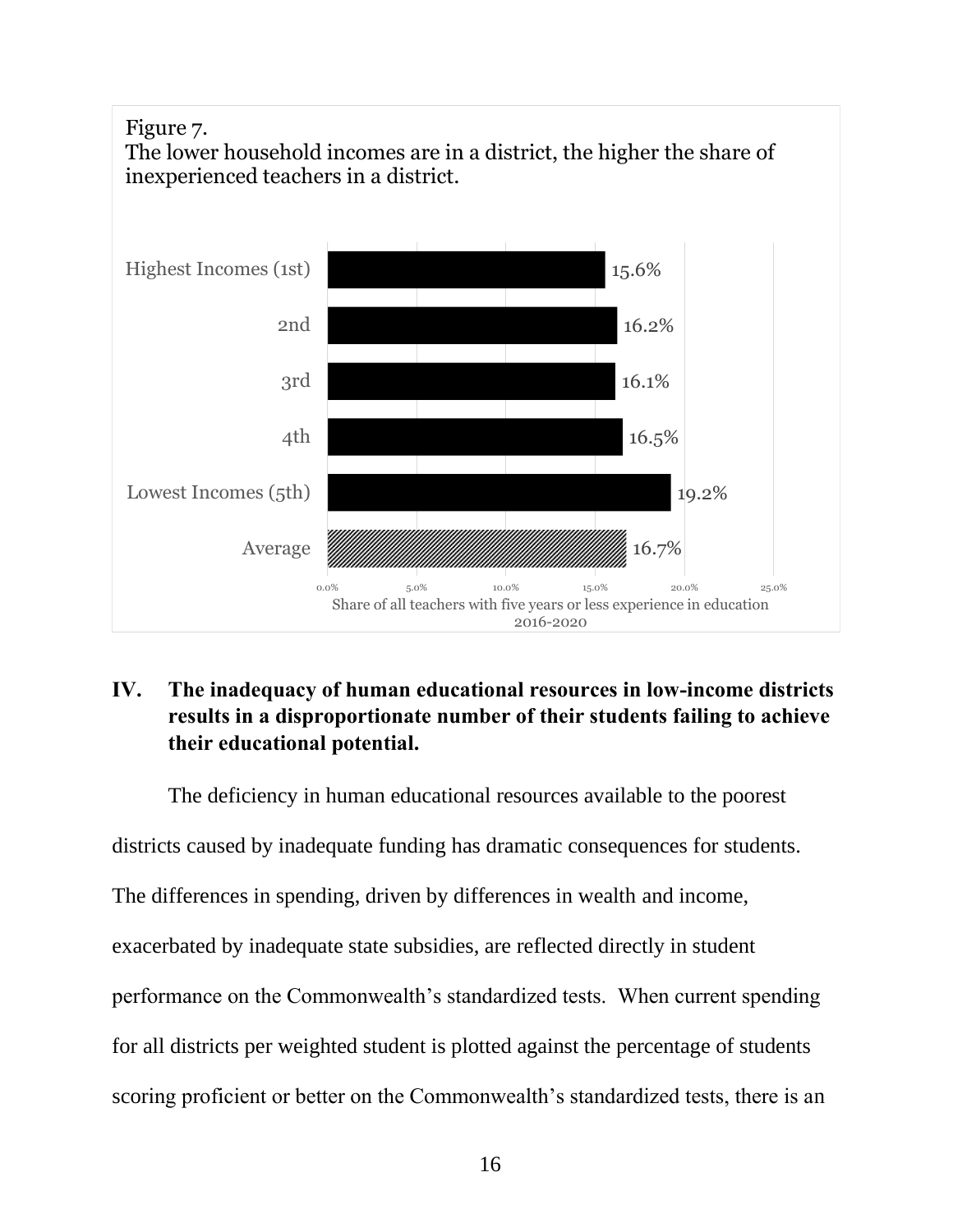Figure 7.
The lower household incomes are in a district, the higher the share of inexperienced teachers in a district.

| District income quintile | Share of all teachers with five years or less experience in education 2016-2020 |
| --- | --- |
| Highest Incomes (1st) | 15.6% |
| 2nd | 16.2% |
| 3rd | 16.1% |
| 4th | 16.5% |
| Lowest Incomes (5th) | 19.2% |
| Average | 16.7% |

## IV. The inadequacy of human educational resources in low-income districts results in a disproportionate number of their students failing to achieve their educational potential.

The deficiency in human educational resources available to the poorest districts caused by inadequate funding has dramatic consequences for students. The differences in spending, driven by differences in wealth and income, exacerbated by inadequate state subsidies, are reflected directly in student performance on the Commonwealth's standardized tests. When current spending for all districts per weighted student is plotted against the percentage of students scoring proficient or better on the Commonwealth's standardized tests, there is an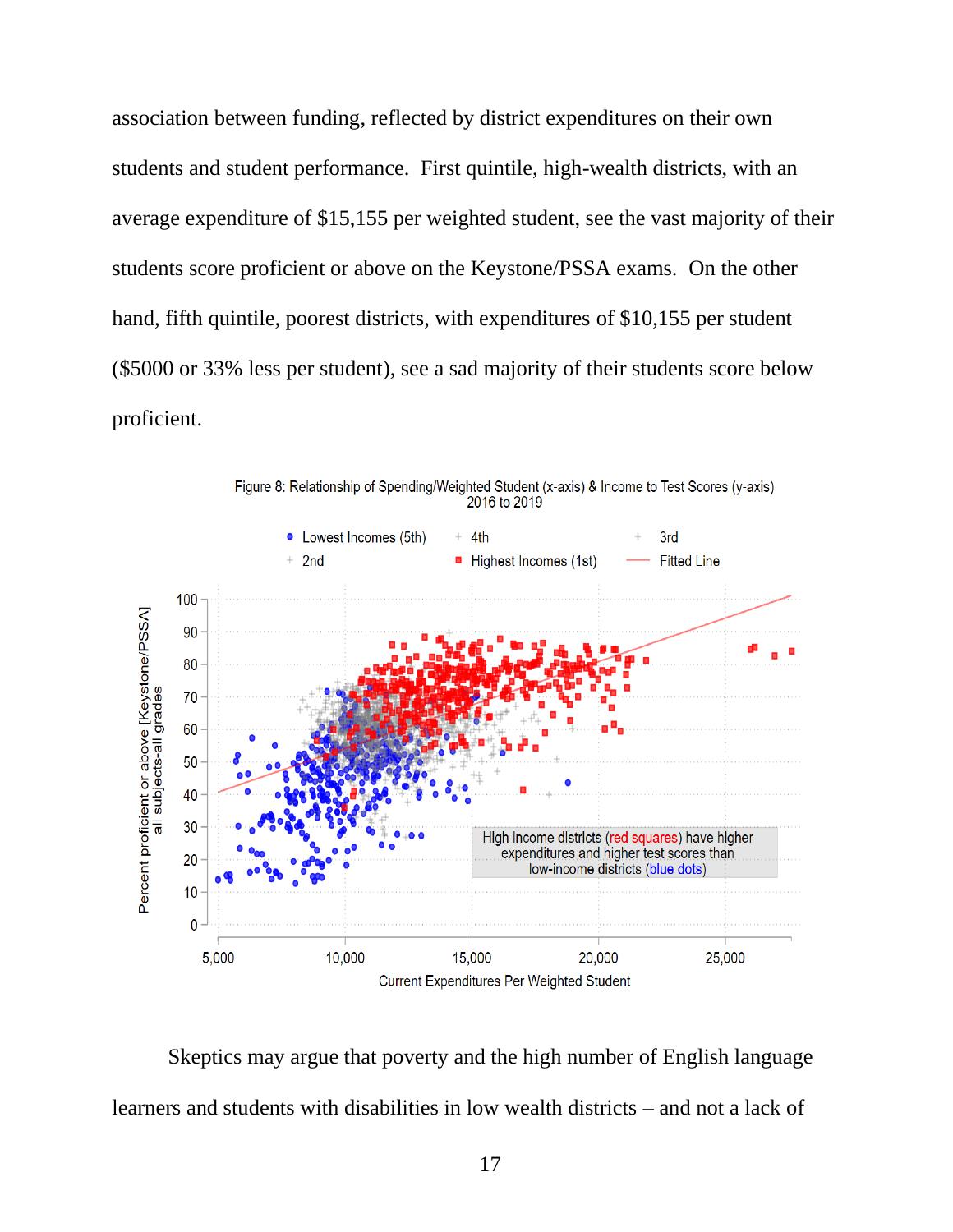association between funding, reflected by district expenditures on their own students and student performance. First quintile, high-wealth districts, with an average expenditure of $15,155 per weighted student, see the vast majority of their students score proficient or above on the Keystone/PSSA exams. On the other hand, fifth quintile, poorest districts, with expenditures of $10,155 per student ($5000 or 33% less per student), see a sad majority of their students score below proficient.

Figure 8: Relationship of Spending/Weighted Student (x-axis) & Income to Test Scores (y-axis) 2016 to 2019

Skeptics may argue that poverty and the high number of English language learners and students with disabilities in low wealth districts – and not a lack of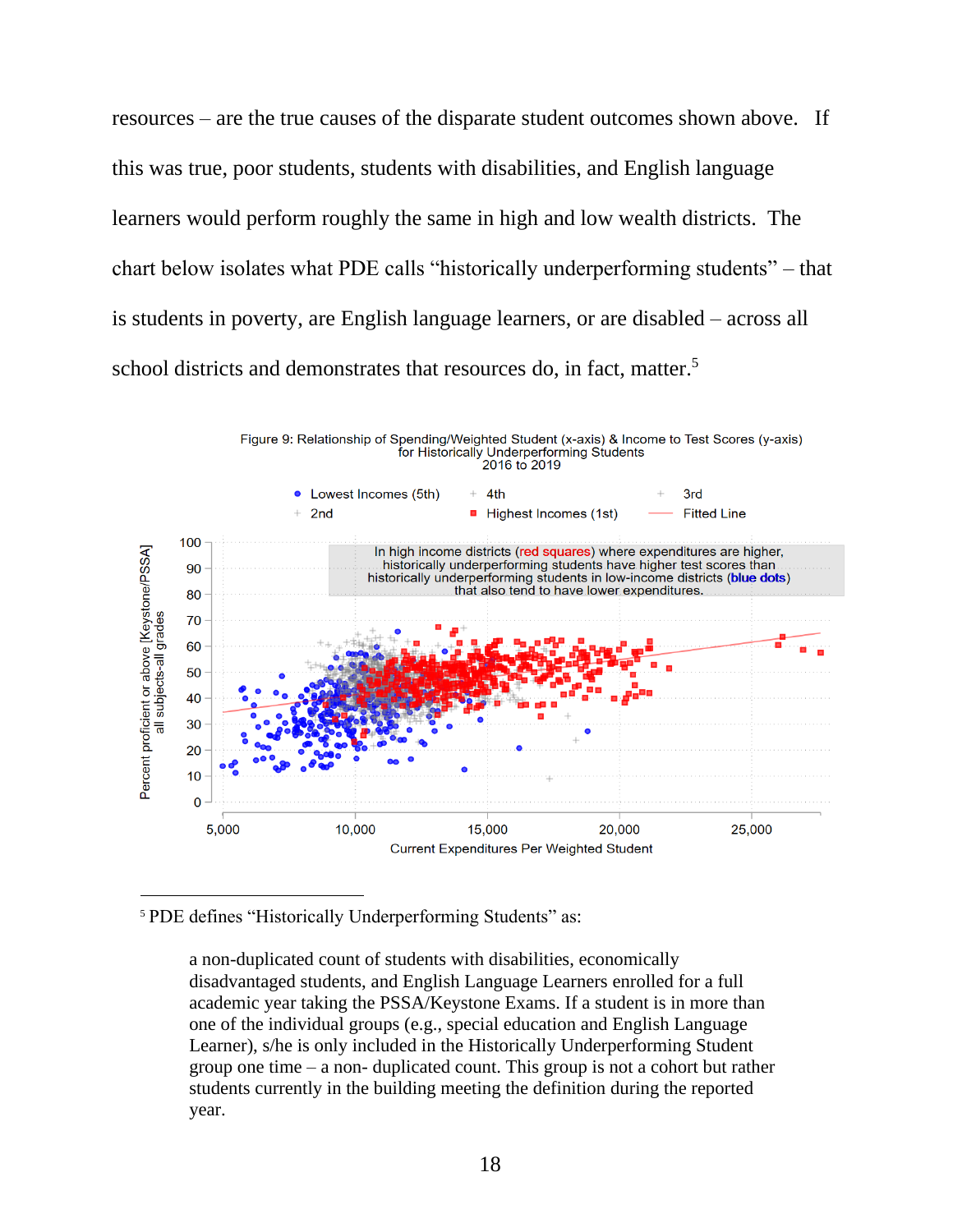resources – are the true causes of the disparate student outcomes shown above. If this was true, poor students, students with disabilities, and English language learners would perform roughly the same in high and low wealth districts. The chart below isolates what PDE calls "historically underperforming students" – that is students in poverty, are English language learners, or are disabled – across all school districts and demonstrates that resources do, in fact, matter.[5]

Figure 9: Relationship of Spending/Weighted Student (x-axis) & Income to Test Scores (y-axis) for Historically Underperforming Students 2016 to 2019

In high income districts (red squares) where expenditures are higher, historically underperforming students have higher test scores than historically underperforming students in low-income districts (blue dots) that also tend to have lower expenditures.

---

[5] PDE defines "Historically Underperforming Students" as:

> a non-duplicated count of students with disabilities, economically disadvantaged students, and English Language Learners enrolled for a full academic year taking the PSSA/Keystone Exams. If a student is in more than one of the individual groups (e.g., special education and English Language Learner), s/he is only included in the Historically Underperforming Student group one time – a non- duplicated count. This group is not a cohort but rather students currently in the building meeting the definition during the reported year.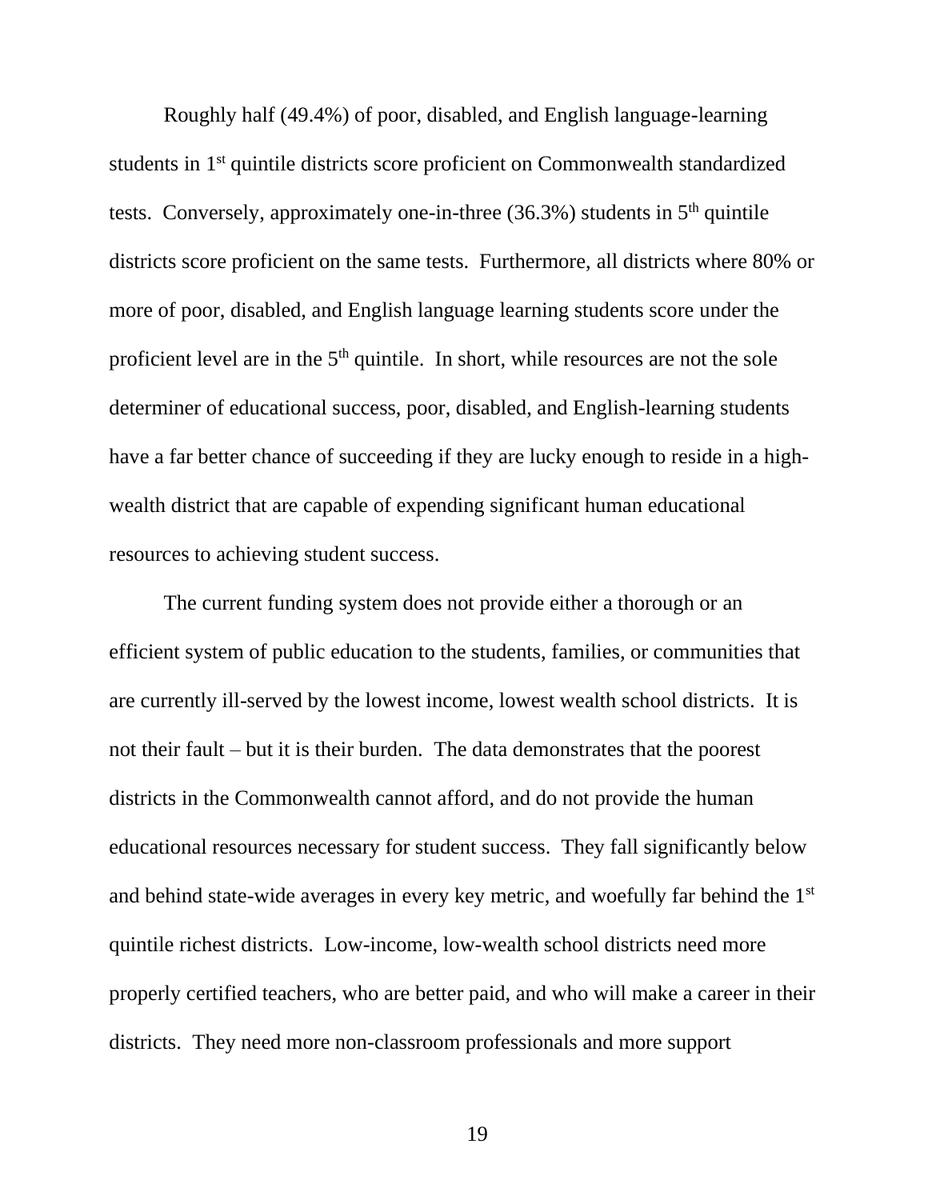Roughly half (49.4%) of poor, disabled, and English language-learning students in 1st quintile districts score proficient on Commonwealth standardized tests. Conversely, approximately one-in-three (36.3%) students in 5th quintile districts score proficient on the same tests. Furthermore, all districts where 80% or more of poor, disabled, and English language learning students score under the proficient level are in the 5th quintile. In short, while resources are not the sole determiner of educational success, poor, disabled, and English-learning students have a far better chance of succeeding if they are lucky enough to reside in a high-wealth district that are capable of expending significant human educational resources to achieving student success.

The current funding system does not provide either a thorough or an efficient system of public education to the students, families, or communities that are currently ill-served by the lowest income, lowest wealth school districts. It is not their fault – but it is their burden. The data demonstrates that the poorest districts in the Commonwealth cannot afford, and do not provide the human educational resources necessary for student success. They fall significantly below and behind state-wide averages in every key metric, and woefully far behind the 1st quintile richest districts. Low-income, low-wealth school districts need more properly certified teachers, who are better paid, and who will make a career in their districts. They need more non-classroom professionals and more support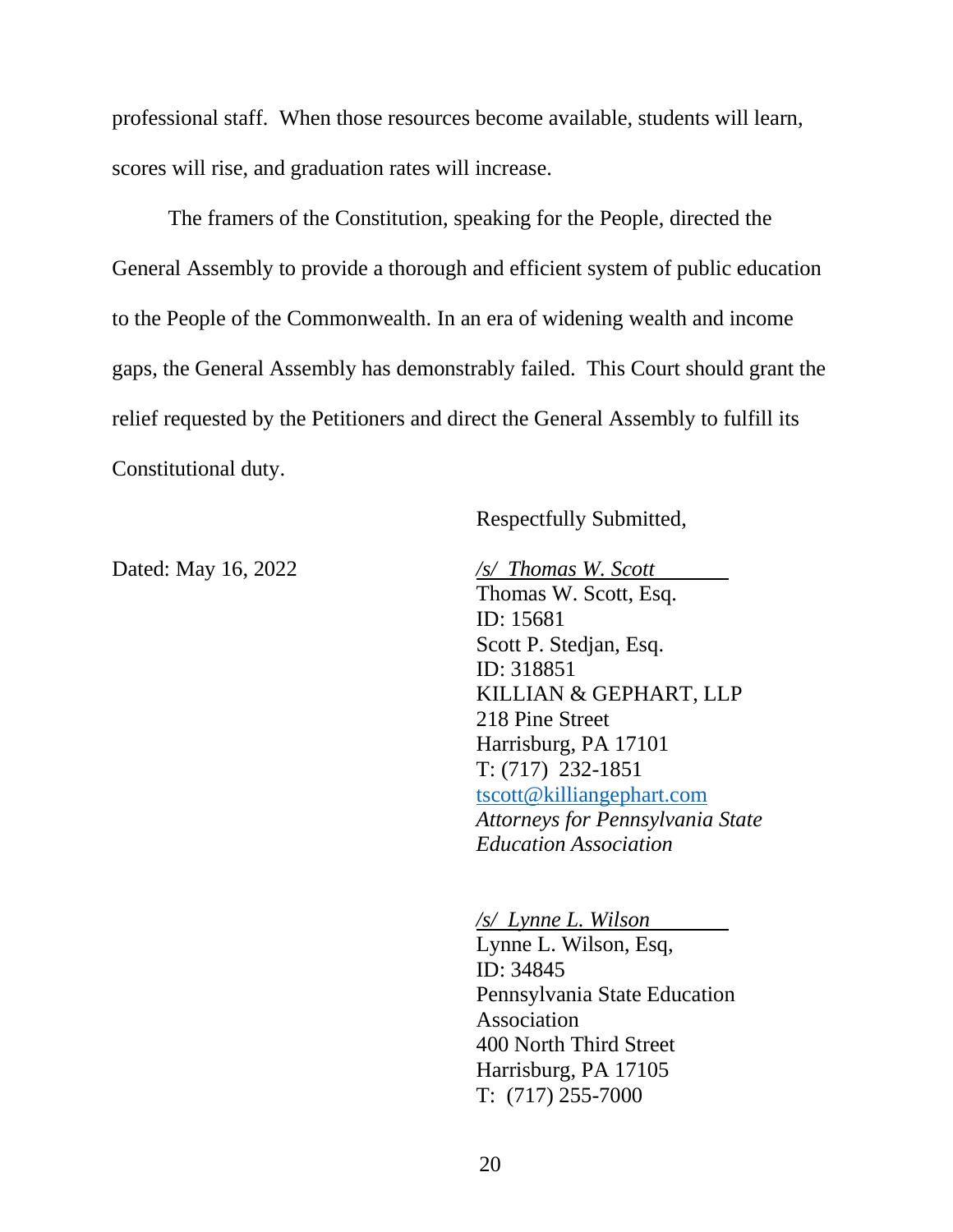professional staff. When those resources become available, students will learn, scores will rise, and graduation rates will increase.

The framers of the Constitution, speaking for the People, directed the General Assembly to provide a thorough and efficient system of public education to the People of the Commonwealth. In an era of widening wealth and income gaps, the General Assembly has demonstrably failed. This Court should grant the relief requested by the Petitioners and direct the General Assembly to fulfill its Constitutional duty.

Respectfully Submitted,

Dated: May 16, 2022

*/s/ Thomas W. Scott*
Thomas W. Scott, Esq.
ID: 15681
Scott P. Stedjan, Esq.
ID: 318851
KILLIAN & GEPHART, LLP
218 Pine Street
Harrisburg, PA 17101
T: (717) 232-1851
tscott@killiangephart.com
*Attorneys for Pennsylvania State Education Association*

*/s/ Lynne L. Wilson*
Lynne L. Wilson, Esq,
ID: 34845
Pennsylvania State Education Association
400 North Third Street
Harrisburg, PA 17105
T: (717) 255-7000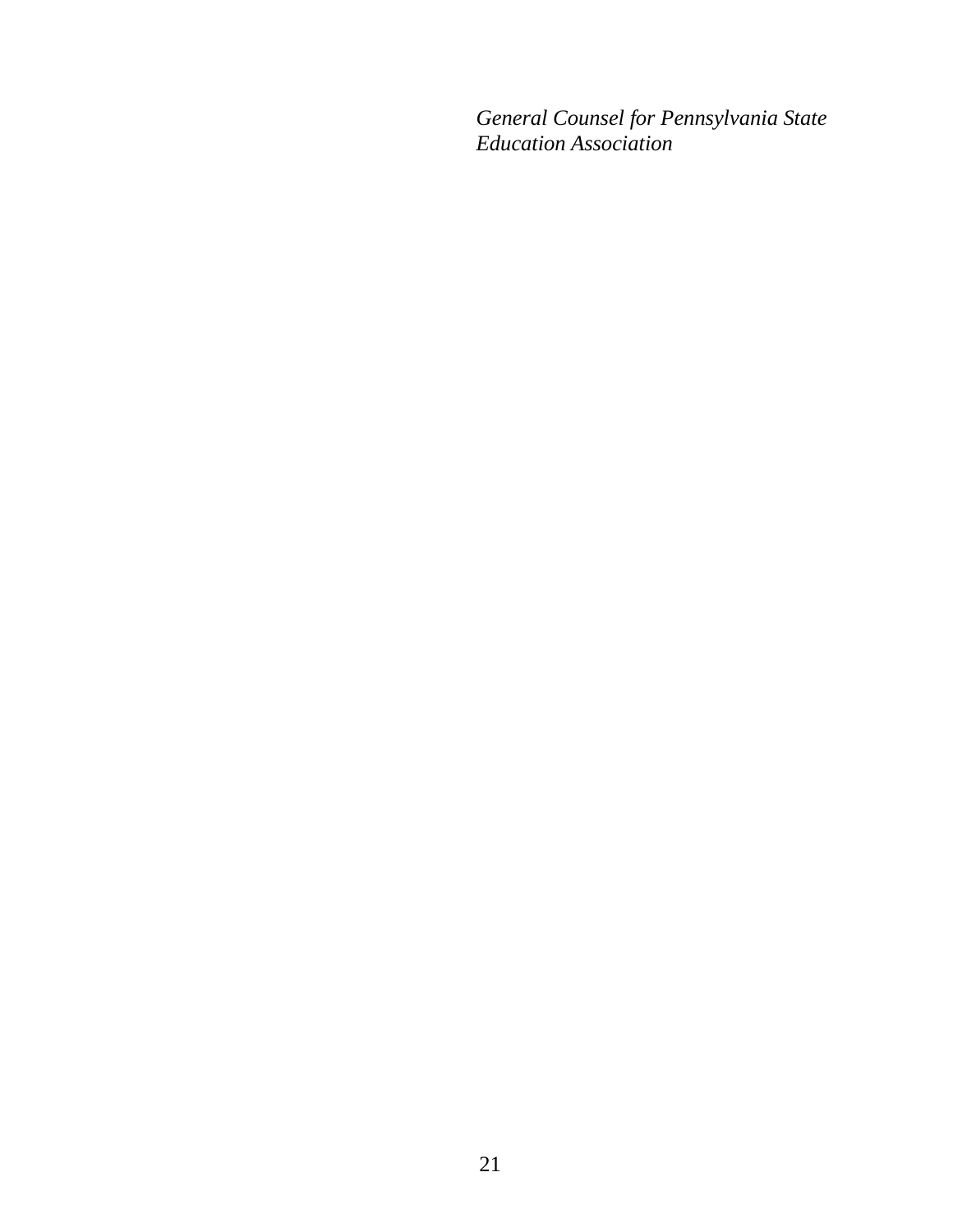*General Counsel for Pennsylvania State Education Association*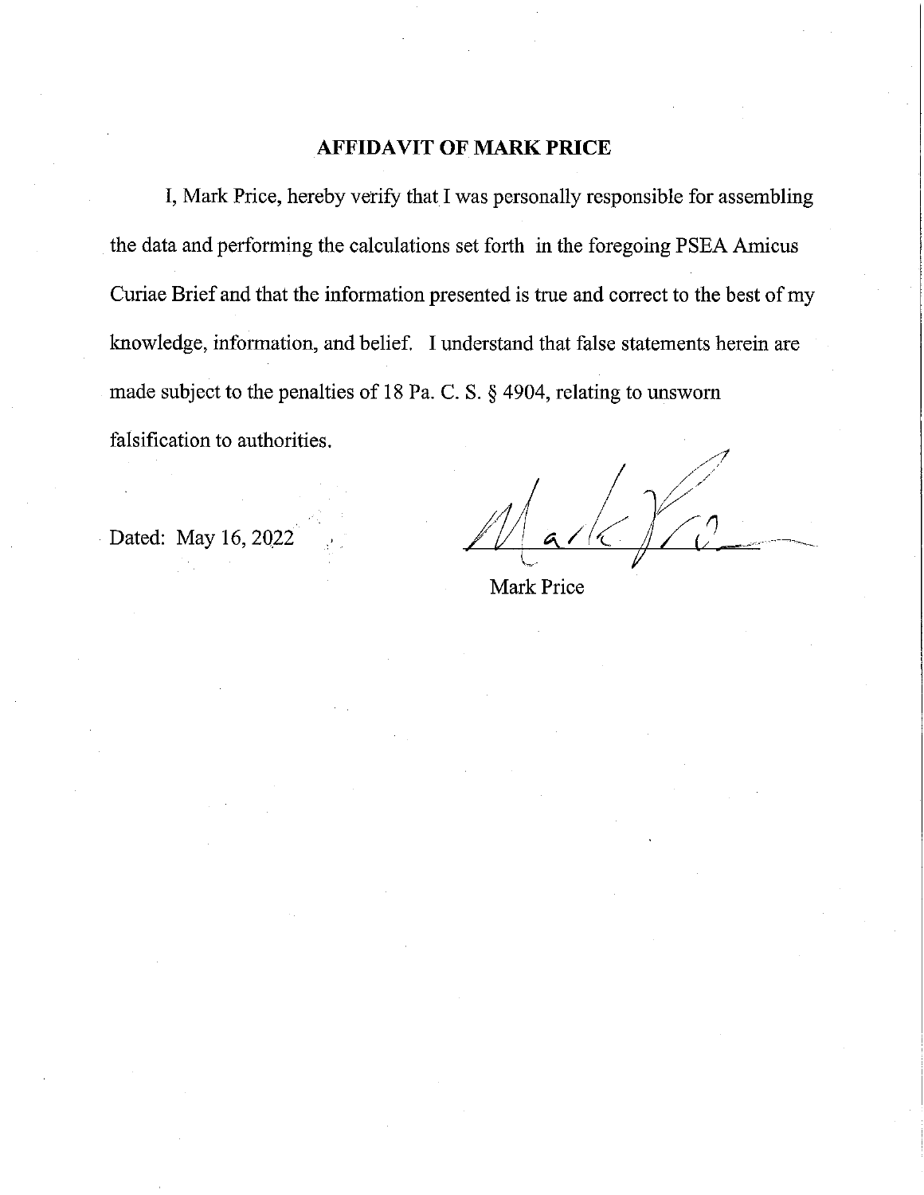**AFFIDAVIT OF MARK PRICE**

I, Mark Price, hereby verify that I was personally responsible for assembling the data and performing the calculations set forth in the foregoing PSEA Amicus Curiae Brief and that the information presented is true and correct to the best of my knowledge, information, and belief. I understand that false statements herein are made subject to the penalties of 18 Pa. C. S. § 4904, relating to unsworn falsification to authorities.

Dated: May 16, 2022

Mark Price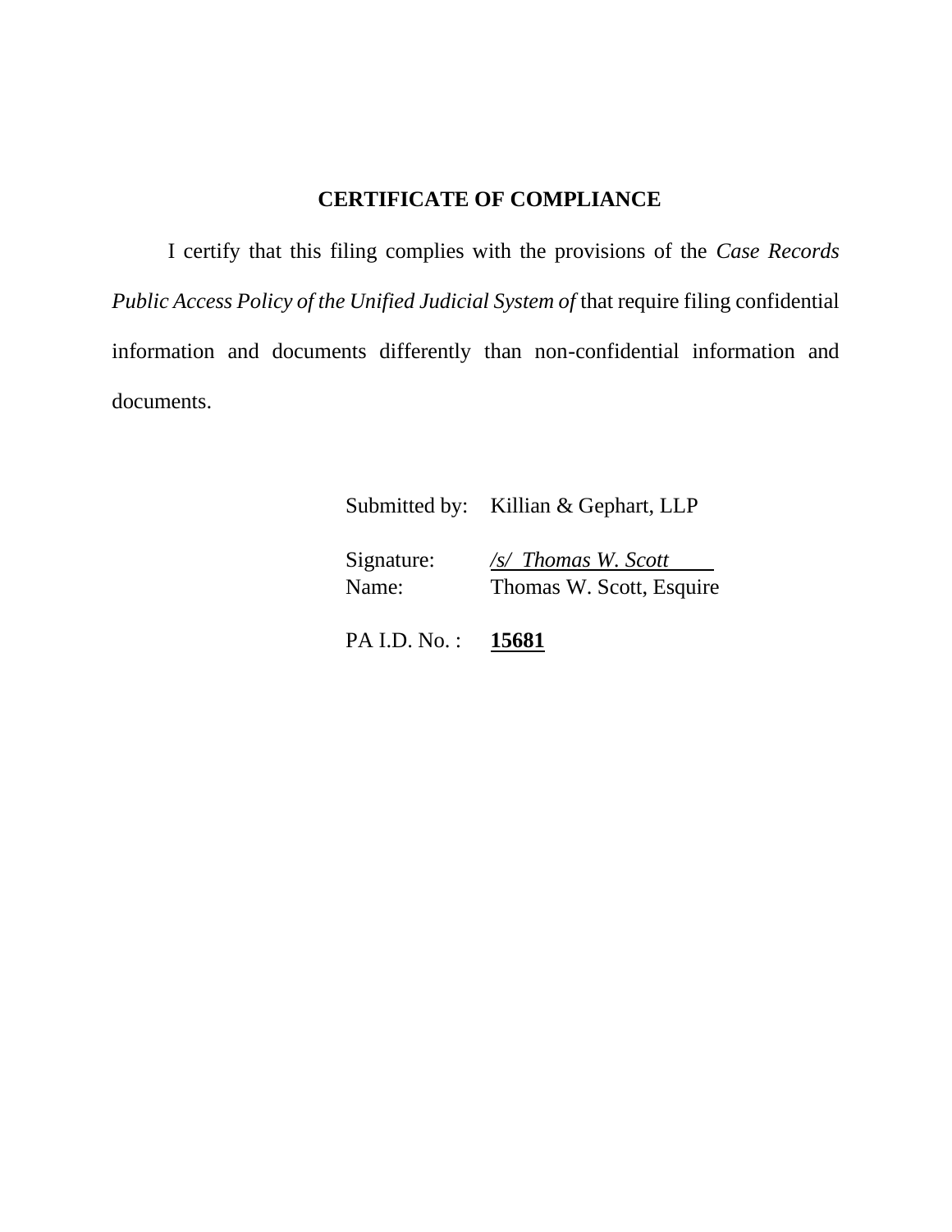## CERTIFICATE OF COMPLIANCE

I certify that this filing complies with the provisions of the *Case Records Public Access Policy of the Unified Judicial System of* that require filing confidential information and documents differently than non-confidential information and documents.

Submitted by: Killian & Gephart, LLP

Signature: */s/ Thomas W. Scott*
Name: Thomas W. Scott, Esquire

PA I.D. No. : **15681**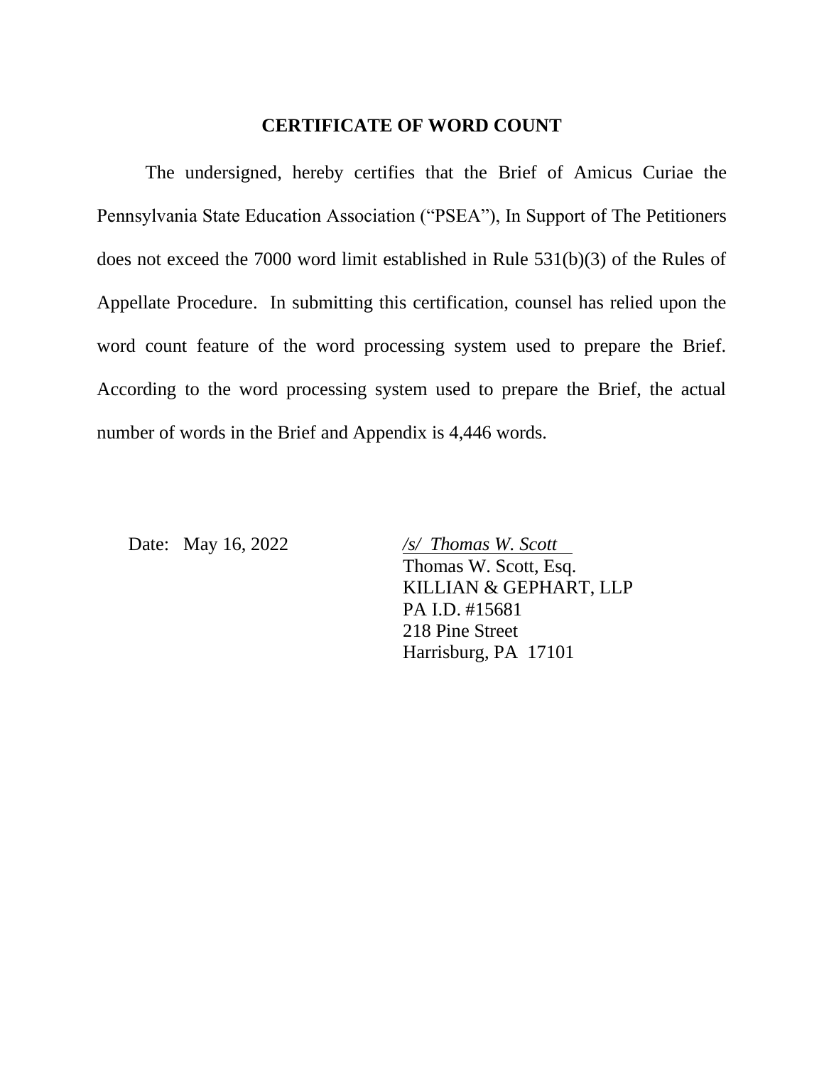## CERTIFICATE OF WORD COUNT

The undersigned, hereby certifies that the Brief of Amicus Curiae the Pennsylvania State Education Association ("PSEA"), In Support of The Petitioners does not exceed the 7000 word limit established in Rule 531(b)(3) of the Rules of Appellate Procedure. In submitting this certification, counsel has relied upon the word count feature of the word processing system used to prepare the Brief. According to the word processing system used to prepare the Brief, the actual number of words in the Brief and Appendix is 4,446 words.

Date: May 16, 2022

*/s/ Thomas W. Scott*
Thomas W. Scott, Esq.
KILLIAN & GEPHART, LLP
PA I.D. #15681
218 Pine Street
Harrisburg, PA 17101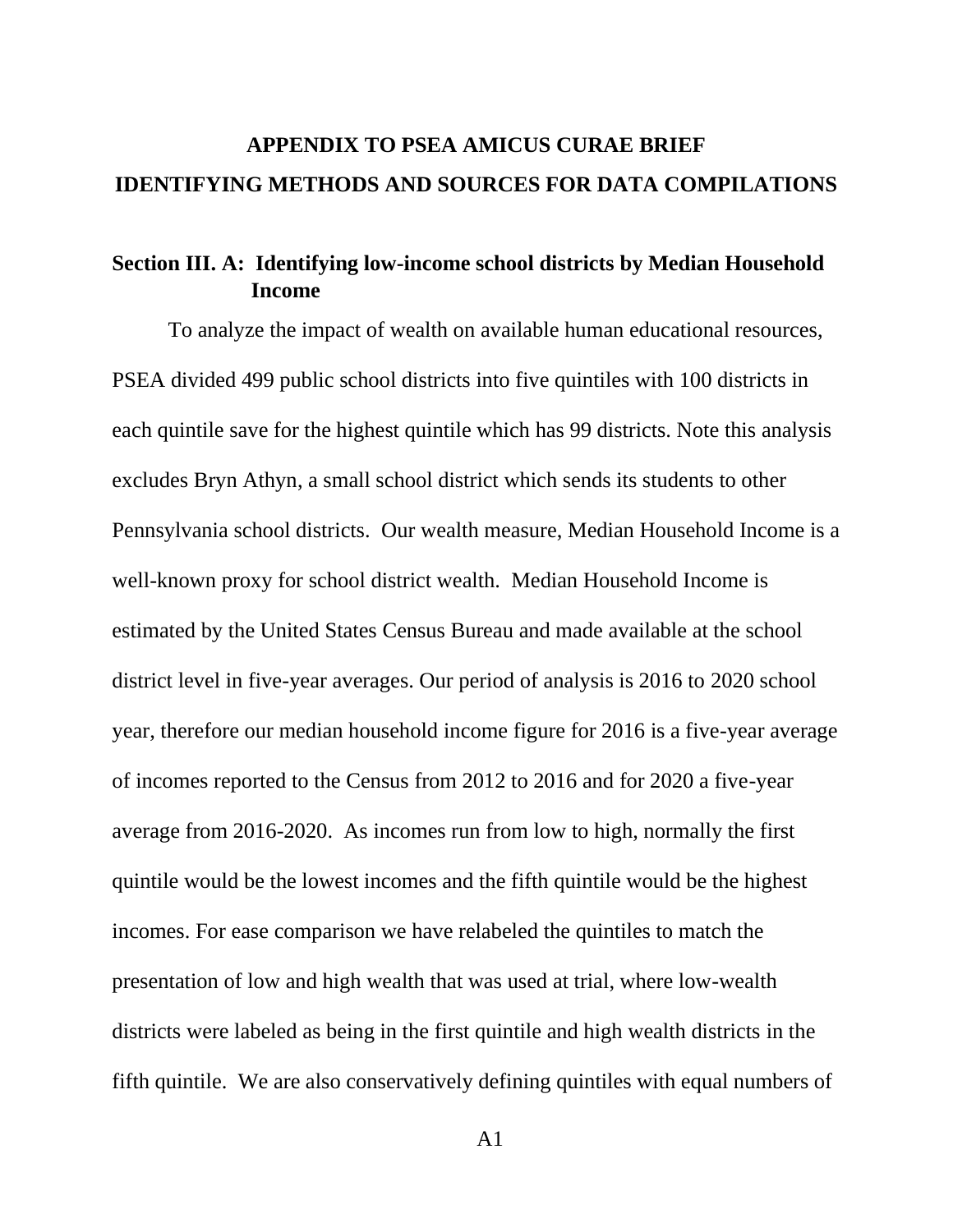# APPENDIX TO PSEA AMICUS CURAE BRIEF
# IDENTIFYING METHODS AND SOURCES FOR DATA COMPILATIONS

## Section III. A: Identifying low-income school districts by Median Household Income

To analyze the impact of wealth on available human educational resources, PSEA divided 499 public school districts into five quintiles with 100 districts in each quintile save for the highest quintile which has 99 districts. Note this analysis excludes Bryn Athyn, a small school district which sends its students to other Pennsylvania school districts. Our wealth measure, Median Household Income is a well-known proxy for school district wealth. Median Household Income is estimated by the United States Census Bureau and made available at the school district level in five-year averages. Our period of analysis is 2016 to 2020 school year, therefore our median household income figure for 2016 is a five-year average of incomes reported to the Census from 2012 to 2016 and for 2020 a five-year average from 2016-2020. As incomes run from low to high, normally the first quintile would be the lowest incomes and the fifth quintile would be the highest incomes. For ease comparison we have relabeled the quintiles to match the presentation of low and high wealth that was used at trial, where low-wealth districts were labeled as being in the first quintile and high wealth districts in the fifth quintile. We are also conservatively defining quintiles with equal numbers of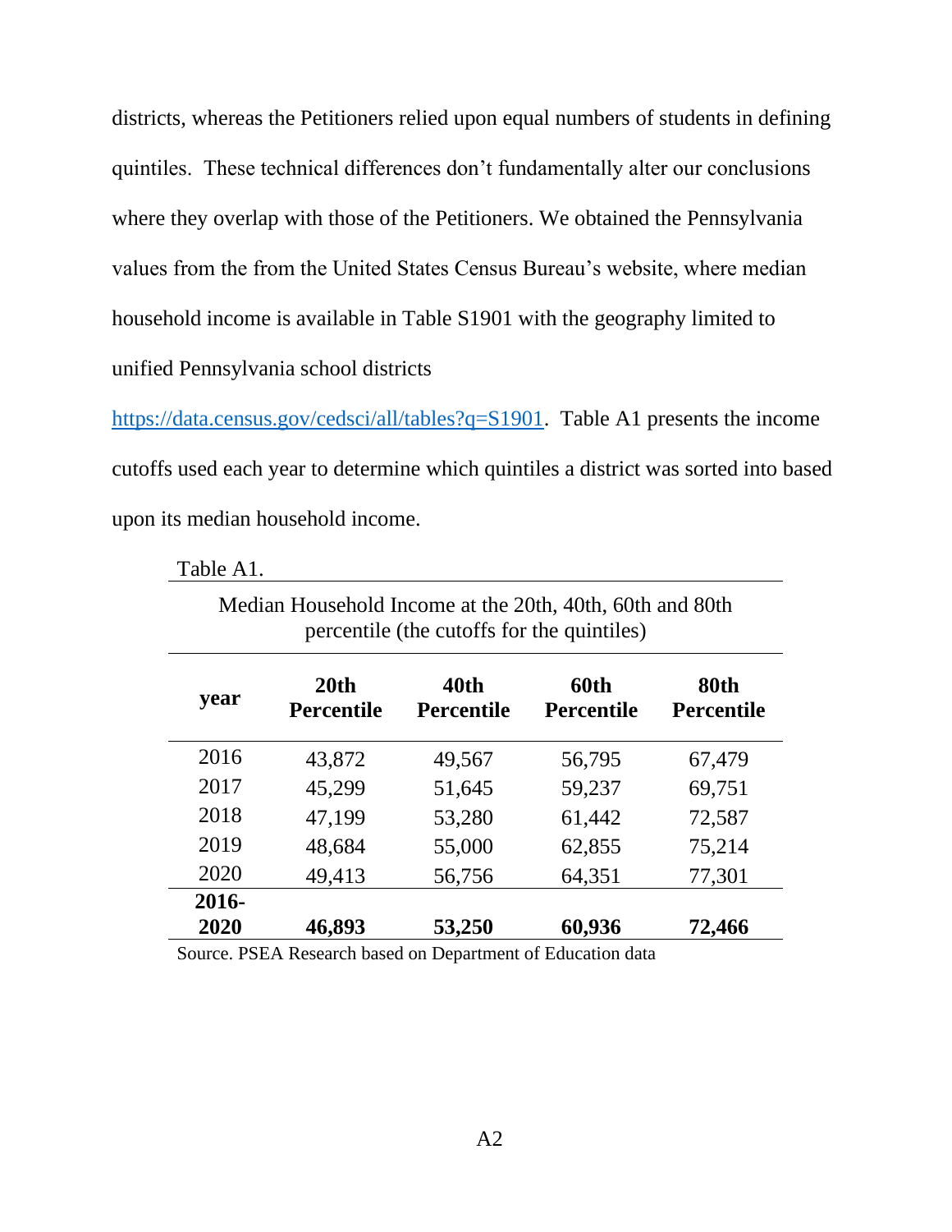districts, whereas the Petitioners relied upon equal numbers of students in defining quintiles. These technical differences don't fundamentally alter our conclusions where they overlap with those of the Petitioners. We obtained the Pennsylvania values from the from the United States Census Bureau's website, where median household income is available in Table S1901 with the geography limited to unified Pennsylvania school districts [https://data.census.gov/cedsci/all/tables?q=S1901](https://data.census.gov/cedsci/all/tables?q=S1901). Table A1 presents the income cutoffs used each year to determine which quintiles a district was sorted into based upon its median household income.

Table A1.

Median Household Income at the 20th, 40th, 60th and 80th percentile (the cutoffs for the quintiles)

| year | 20th Percentile | 40th Percentile | 60th Percentile | 80th Percentile |
|---|---|---|---|---|
| 2016 | 43,872 | 49,567 | 56,795 | 67,479 |
| 2017 | 45,299 | 51,645 | 59,237 | 69,751 |
| 2018 | 47,199 | 53,280 | 61,442 | 72,587 |
| 2019 | 48,684 | 55,000 | 62,855 | 75,214 |
| 2020 | 49,413 | 56,756 | 64,351 | 77,301 |
| **2016-2020** | **46,893** | **53,250** | **60,936** | **72,466** |

Source. PSEA Research based on Department of Education data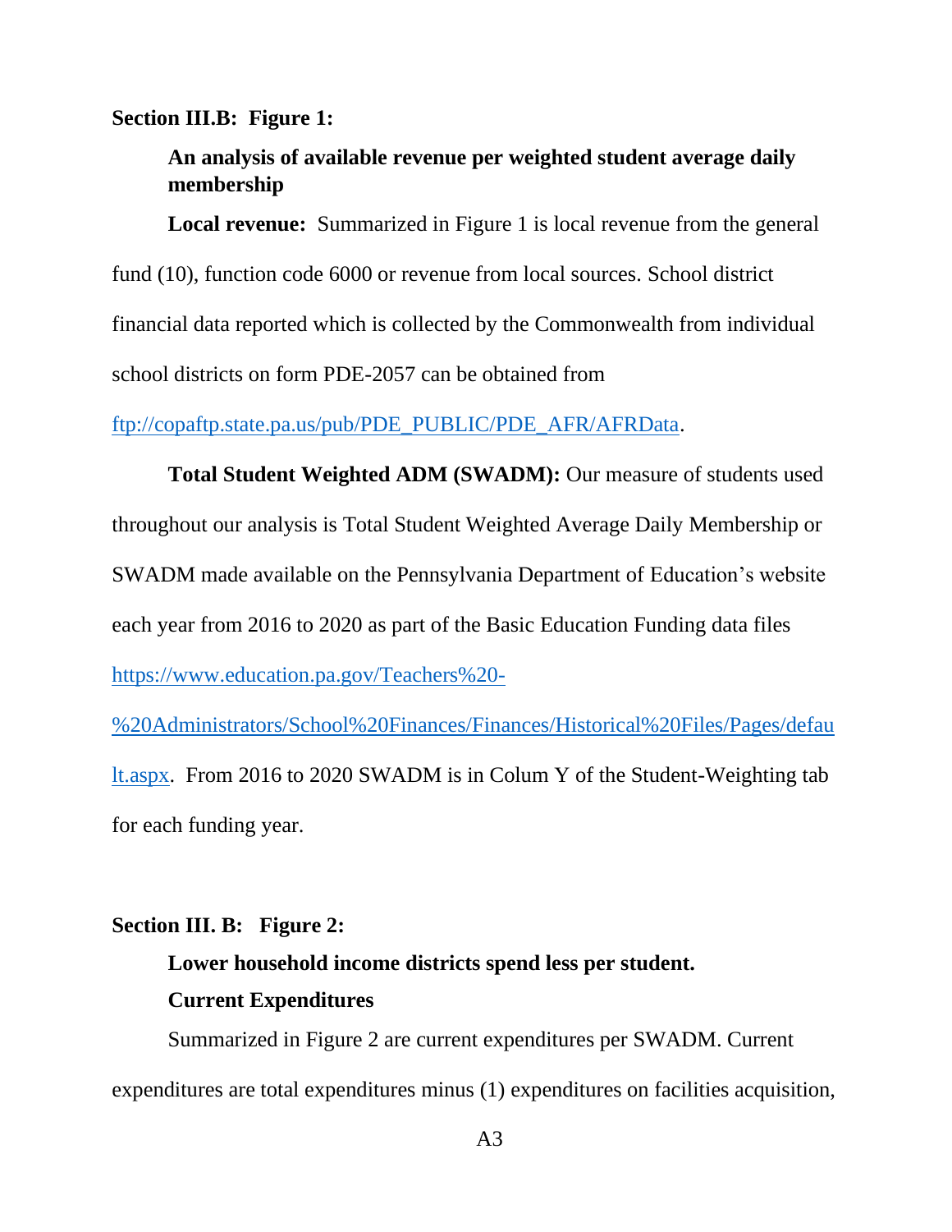**Section III.B: Figure 1:**

**An analysis of available revenue per weighted student average daily membership**

**Local revenue:** Summarized in Figure 1 is local revenue from the general fund (10), function code 6000 or revenue from local sources. School district financial data reported which is collected by the Commonwealth from individual school districts on form PDE-2057 can be obtained from ftp://copaftp.state.pa.us/pub/PDE_PUBLIC/PDE_AFR/AFRData.

**Total Student Weighted ADM (SWADM):** Our measure of students used throughout our analysis is Total Student Weighted Average Daily Membership or SWADM made available on the Pennsylvania Department of Education's website each year from 2016 to 2020 as part of the Basic Education Funding data files https://www.education.pa.gov/Teachers%20-%20Administrators/School%20Finances/Finances/Historical%20Files/Pages/default.aspx. From 2016 to 2020 SWADM is in Colum Y of the Student-Weighting tab for each funding year.

**Section III. B: Figure 2:**

**Lower household income districts spend less per student.**

**Current Expenditures**

Summarized in Figure 2 are current expenditures per SWADM. Current expenditures are total expenditures minus (1) expenditures on facilities acquisition,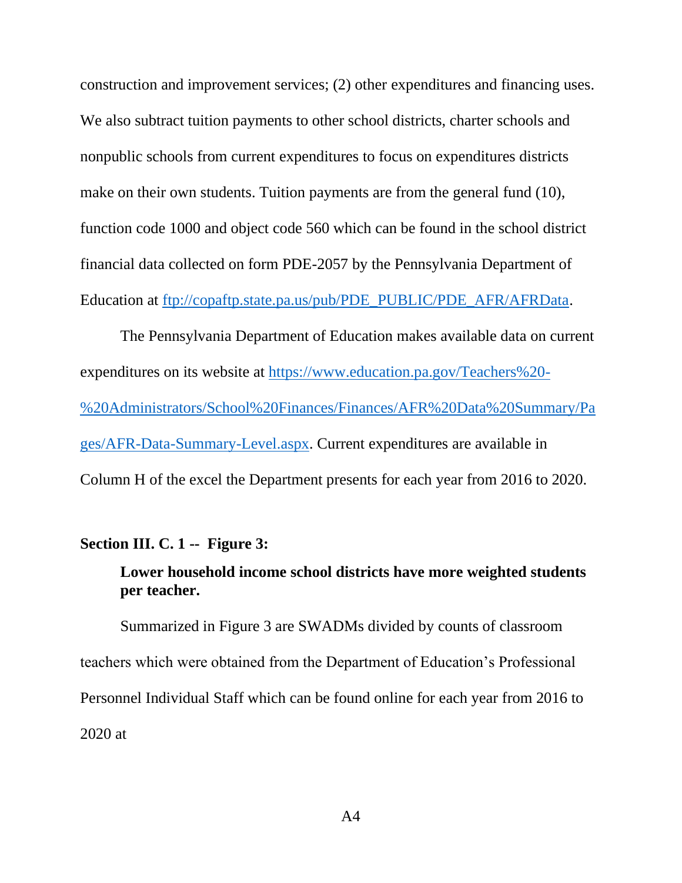construction and improvement services; (2) other expenditures and financing uses. We also subtract tuition payments to other school districts, charter schools and nonpublic schools from current expenditures to focus on expenditures districts make on their own students. Tuition payments are from the general fund (10), function code 1000 and object code 560 which can be found in the school district financial data collected on form PDE-2057 by the Pennsylvania Department of Education at ftp://copaftp.state.pa.us/pub/PDE_PUBLIC/PDE_AFR/AFRData.

The Pennsylvania Department of Education makes available data on current expenditures on its website at https://www.education.pa.gov/Teachers%20-%20Administrators/School%20Finances/Finances/AFR%20Data%20Summary/Pages/AFR-Data-Summary-Level.aspx. Current expenditures are available in Column H of the excel the Department presents for each year from 2016 to 2020.

**Section III. C. 1 -- Figure 3:**

**Lower household income school districts have more weighted students per teacher.**

Summarized in Figure 3 are SWADMs divided by counts of classroom teachers which were obtained from the Department of Education's Professional Personnel Individual Staff which can be found online for each year from 2016 to 2020 at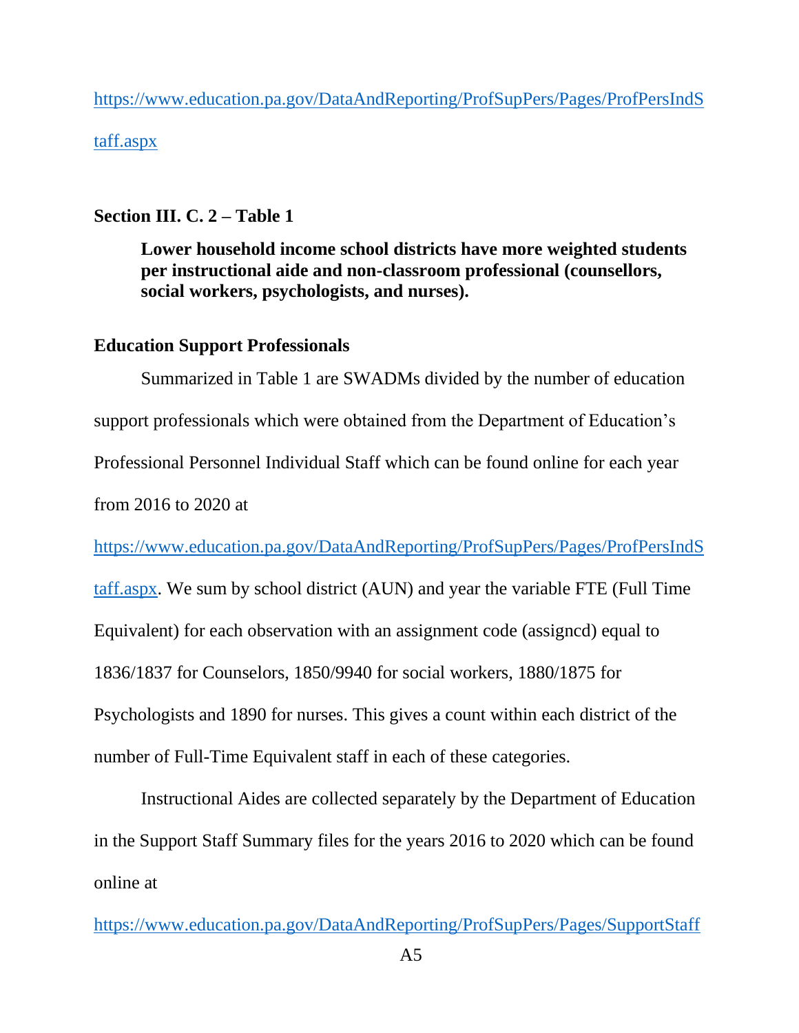https://www.education.pa.gov/DataAndReporting/ProfSupPers/Pages/ProfPersIndStaff.aspx

**Section III. C. 2 – Table 1**

> **Lower household income school districts have more weighted students per instructional aide and non-classroom professional (counsellors, social workers, psychologists, and nurses).**

**Education Support Professionals**

Summarized in Table 1 are SWADMs divided by the number of education support professionals which were obtained from the Department of Education's Professional Personnel Individual Staff which can be found online for each year from 2016 to 2020 at https://www.education.pa.gov/DataAndReporting/ProfSupPers/Pages/ProfPersIndStaff.aspx. We sum by school district (AUN) and year the variable FTE (Full Time Equivalent) for each observation with an assignment code (assigncd) equal to 1836/1837 for Counselors, 1850/9940 for social workers, 1880/1875 for Psychologists and 1890 for nurses. This gives a count within each district of the number of Full-Time Equivalent staff in each of these categories.

Instructional Aides are collected separately by the Department of Education in the Support Staff Summary files for the years 2016 to 2020 which can be found online at

https://www.education.pa.gov/DataAndReporting/ProfSupPers/Pages/SupportStaff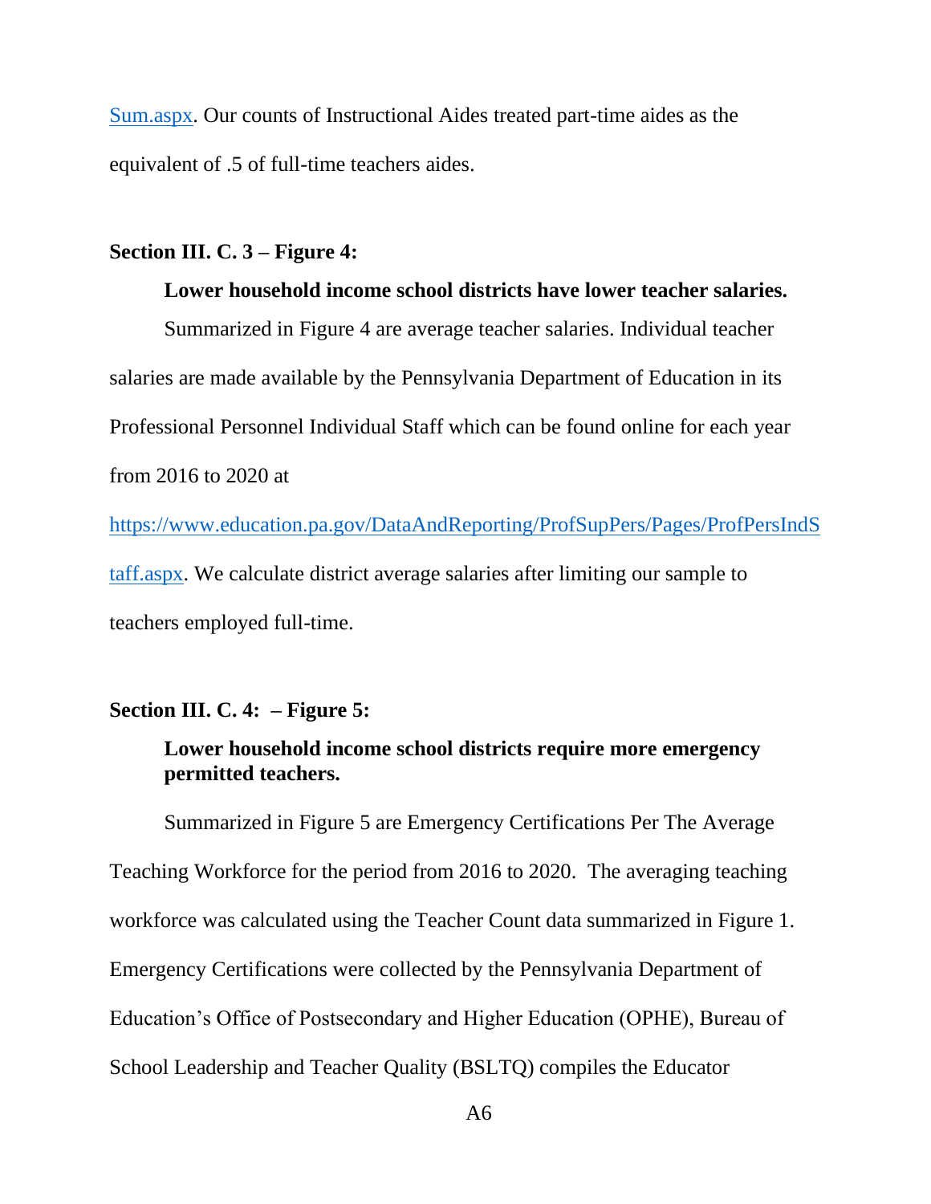Sum.aspx. Our counts of Instructional Aides treated part-time aides as the equivalent of .5 of full-time teachers aides.

**Section III. C. 3 – Figure 4:**

**Lower household income school districts have lower teacher salaries.**

Summarized in Figure 4 are average teacher salaries. Individual teacher salaries are made available by the Pennsylvania Department of Education in its Professional Personnel Individual Staff which can be found online for each year from 2016 to 2020 at https://www.education.pa.gov/DataAndReporting/ProfSupPers/Pages/ProfPersIndStaff.aspx. We calculate district average salaries after limiting our sample to teachers employed full-time.

**Section III. C. 4: – Figure 5:**

**Lower household income school districts require more emergency permitted teachers.**

Summarized in Figure 5 are Emergency Certifications Per The Average Teaching Workforce for the period from 2016 to 2020. The averaging teaching workforce was calculated using the Teacher Count data summarized in Figure 1. Emergency Certifications were collected by the Pennsylvania Department of Education's Office of Postsecondary and Higher Education (OPHE), Bureau of School Leadership and Teacher Quality (BSLTQ) compiles the Educator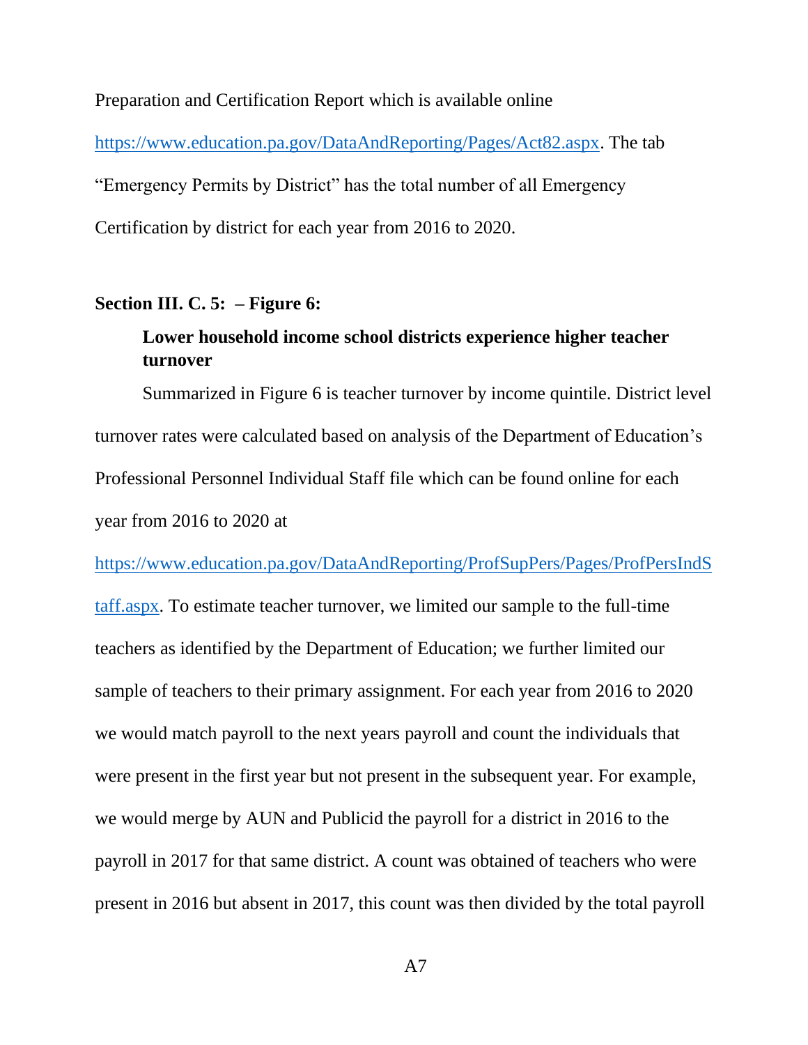Preparation and Certification Report which is available online https://www.education.pa.gov/DataAndReporting/Pages/Act82.aspx. The tab "Emergency Permits by District" has the total number of all Emergency Certification by district for each year from 2016 to 2020.

**Section III. C. 5: – Figure 6:**

**Lower household income school districts experience higher teacher turnover**

Summarized in Figure 6 is teacher turnover by income quintile. District level turnover rates were calculated based on analysis of the Department of Education's Professional Personnel Individual Staff file which can be found online for each year from 2016 to 2020 at https://www.education.pa.gov/DataAndReporting/ProfSupPers/Pages/ProfPersIndStaff.aspx. To estimate teacher turnover, we limited our sample to the full-time teachers as identified by the Department of Education; we further limited our sample of teachers to their primary assignment. For each year from 2016 to 2020 we would match payroll to the next years payroll and count the individuals that were present in the first year but not present in the subsequent year. For example, we would merge by AUN and Publicid the payroll for a district in 2016 to the payroll in 2017 for that same district. A count was obtained of teachers who were present in 2016 but absent in 2017, this count was then divided by the total payroll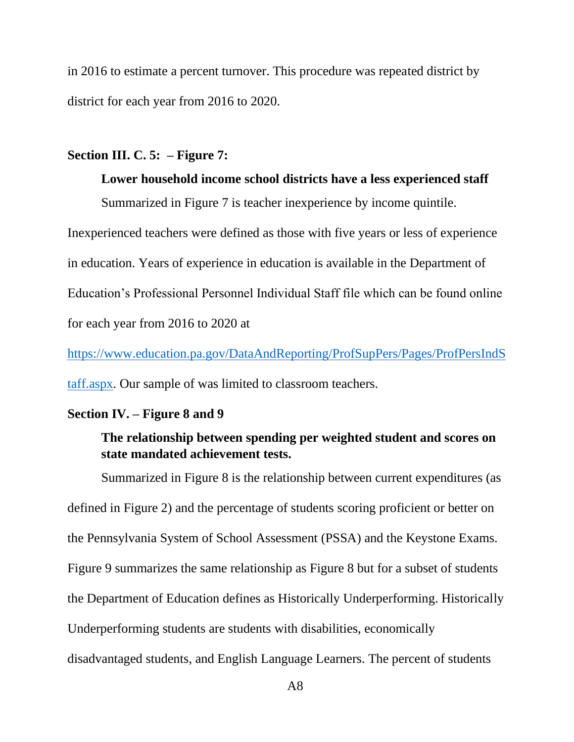in 2016 to estimate a percent turnover. This procedure was repeated district by district for each year from 2016 to 2020.

**Section III. C. 5: – Figure 7:**

**Lower household income school districts have a less experienced staff**

Summarized in Figure 7 is teacher inexperience by income quintile. Inexperienced teachers were defined as those with five years or less of experience in education. Years of experience in education is available in the Department of Education's Professional Personnel Individual Staff file which can be found online for each year from 2016 to 2020 at https://www.education.pa.gov/DataAndReporting/ProfSupPers/Pages/ProfPersIndStaff.aspx. Our sample of was limited to classroom teachers.

**Section IV. – Figure 8 and 9**

**The relationship between spending per weighted student and scores on state mandated achievement tests.**

Summarized in Figure 8 is the relationship between current expenditures (as defined in Figure 2) and the percentage of students scoring proficient or better on the Pennsylvania System of School Assessment (PSSA) and the Keystone Exams. Figure 9 summarizes the same relationship as Figure 8 but for a subset of students the Department of Education defines as Historically Underperforming. Historically Underperforming students are students with disabilities, economically disadvantaged students, and English Language Learners. The percent of students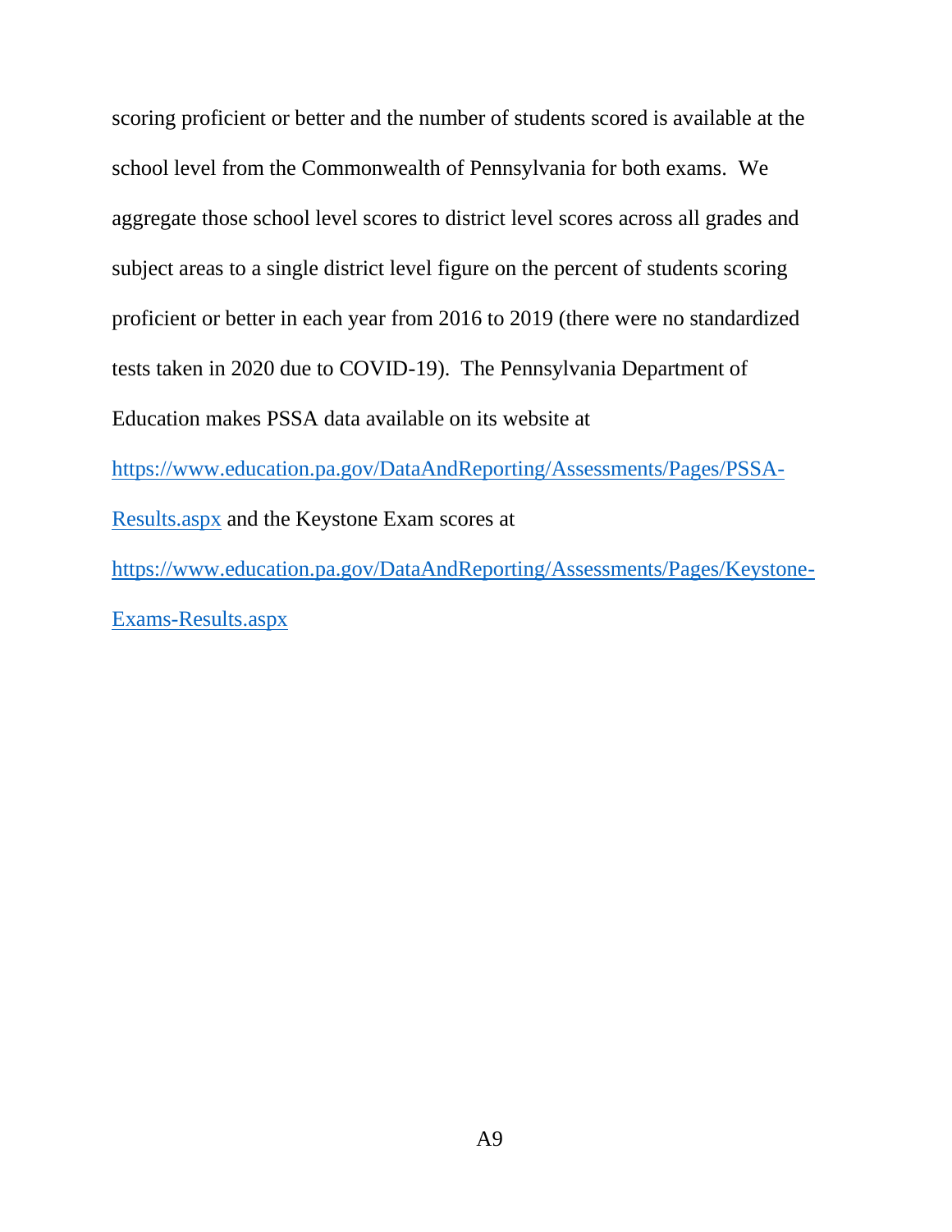scoring proficient or better and the number of students scored is available at the school level from the Commonwealth of Pennsylvania for both exams. We aggregate those school level scores to district level scores across all grades and subject areas to a single district level figure on the percent of students scoring proficient or better in each year from 2016 to 2019 (there were no standardized tests taken in 2020 due to COVID-19). The Pennsylvania Department of Education makes PSSA data available on its website at [https://www.education.pa.gov/DataAndReporting/Assessments/Pages/PSSA-Results.aspx](https://www.education.pa.gov/DataAndReporting/Assessments/Pages/PSSA-Results.aspx) and the Keystone Exam scores at [https://www.education.pa.gov/DataAndReporting/Assessments/Pages/Keystone-Exams-Results.aspx](https://www.education.pa.gov/DataAndReporting/Assessments/Pages/Keystone-Exams-Results.aspx)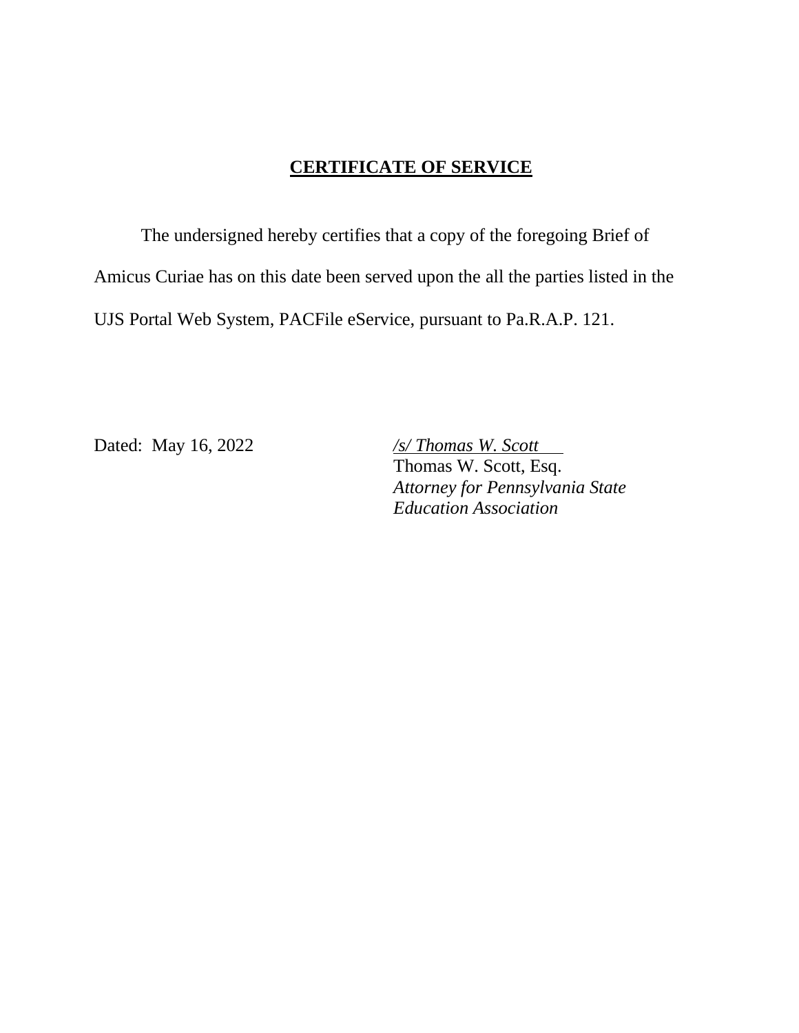## **CERTIFICATE OF SERVICE**

The undersigned hereby certifies that a copy of the foregoing Brief of Amicus Curiae has on this date been served upon the all the parties listed in the UJS Portal Web System, PACFile eService, pursuant to Pa.R.A.P. 121.

Dated: May 16, 2022

*/s/ Thomas W. Scott*
Thomas W. Scott, Esq.
*Attorney for Pennsylvania State Education Association*